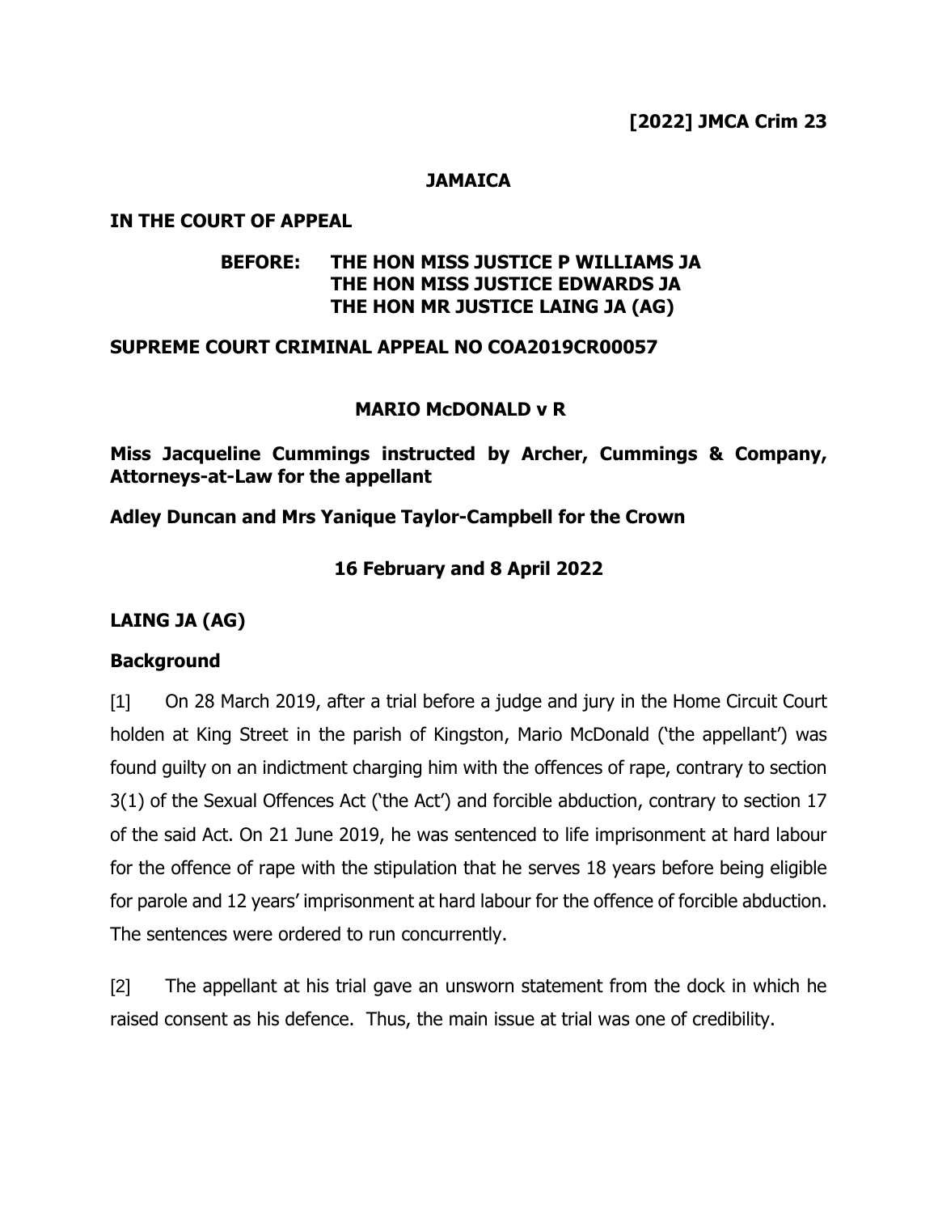**[2022] JMCA Crim 23**

**JAMAICA**

**IN THE COURT OF APPEAL**

**BEFORE: THE HON MISS JUSTICE P WILLIAMS JA**
**THE HON MISS JUSTICE EDWARDS JA**
**THE HON MR JUSTICE LAING JA (AG)**

**SUPREME COURT CRIMINAL APPEAL NO COA2019CR00057**

**MARIO McDONALD v R**

**Miss Jacqueline Cummings instructed by Archer, Cummings & Company, Attorneys-at-Law for the appellant**

**Adley Duncan and Mrs Yanique Taylor-Campbell for the Crown**

**16 February and 8 April 2022**

**LAING JA (AG)**

**Background**

[1] On 28 March 2019, after a trial before a judge and jury in the Home Circuit Court holden at King Street in the parish of Kingston, Mario McDonald ('the appellant') was found guilty on an indictment charging him with the offences of rape, contrary to section 3(1) of the Sexual Offences Act ('the Act') and forcible abduction, contrary to section 17 of the said Act. On 21 June 2019, he was sentenced to life imprisonment at hard labour for the offence of rape with the stipulation that he serves 18 years before being eligible for parole and 12 years' imprisonment at hard labour for the offence of forcible abduction. The sentences were ordered to run concurrently.

[2] The appellant at his trial gave an unsworn statement from the dock in which he raised consent as his defence. Thus, the main issue at trial was one of credibility.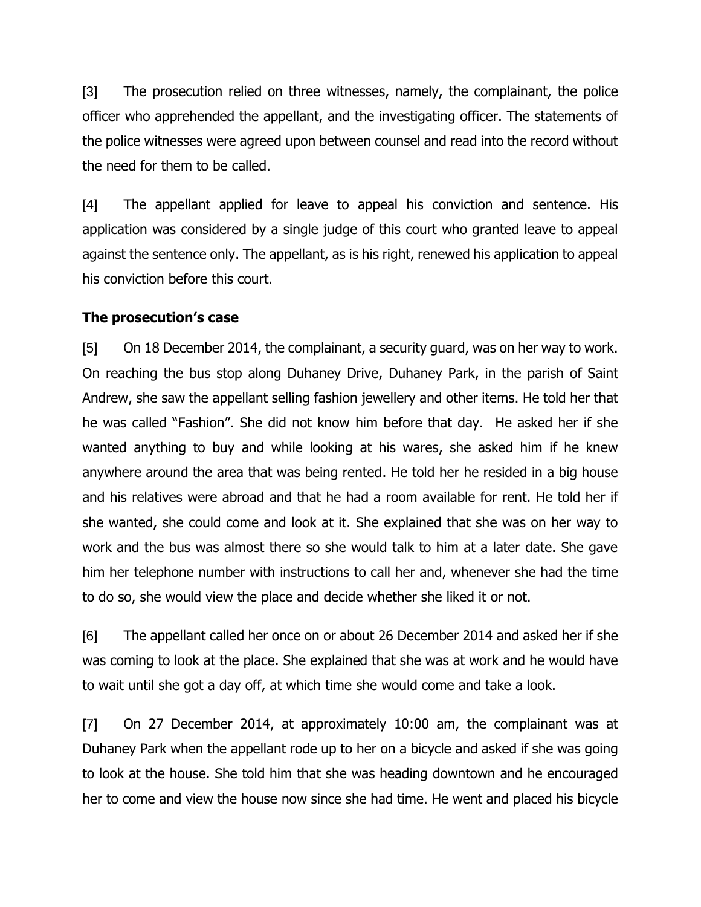[3] The prosecution relied on three witnesses, namely, the complainant, the police officer who apprehended the appellant, and the investigating officer. The statements of the police witnesses were agreed upon between counsel and read into the record without the need for them to be called.

[4] The appellant applied for leave to appeal his conviction and sentence. His application was considered by a single judge of this court who granted leave to appeal against the sentence only. The appellant, as is his right, renewed his application to appeal his conviction before this court.

**The prosecution's case**

[5] On 18 December 2014, the complainant, a security guard, was on her way to work. On reaching the bus stop along Duhaney Drive, Duhaney Park, in the parish of Saint Andrew, she saw the appellant selling fashion jewellery and other items. He told her that he was called "Fashion". She did not know him before that day. He asked her if she wanted anything to buy and while looking at his wares, she asked him if he knew anywhere around the area that was being rented. He told her he resided in a big house and his relatives were abroad and that he had a room available for rent. He told her if she wanted, she could come and look at it. She explained that she was on her way to work and the bus was almost there so she would talk to him at a later date. She gave him her telephone number with instructions to call her and, whenever she had the time to do so, she would view the place and decide whether she liked it or not.

[6] The appellant called her once on or about 26 December 2014 and asked her if she was coming to look at the place. She explained that she was at work and he would have to wait until she got a day off, at which time she would come and take a look.

[7] On 27 December 2014, at approximately 10:00 am, the complainant was at Duhaney Park when the appellant rode up to her on a bicycle and asked if she was going to look at the house. She told him that she was heading downtown and he encouraged her to come and view the house now since she had time. He went and placed his bicycle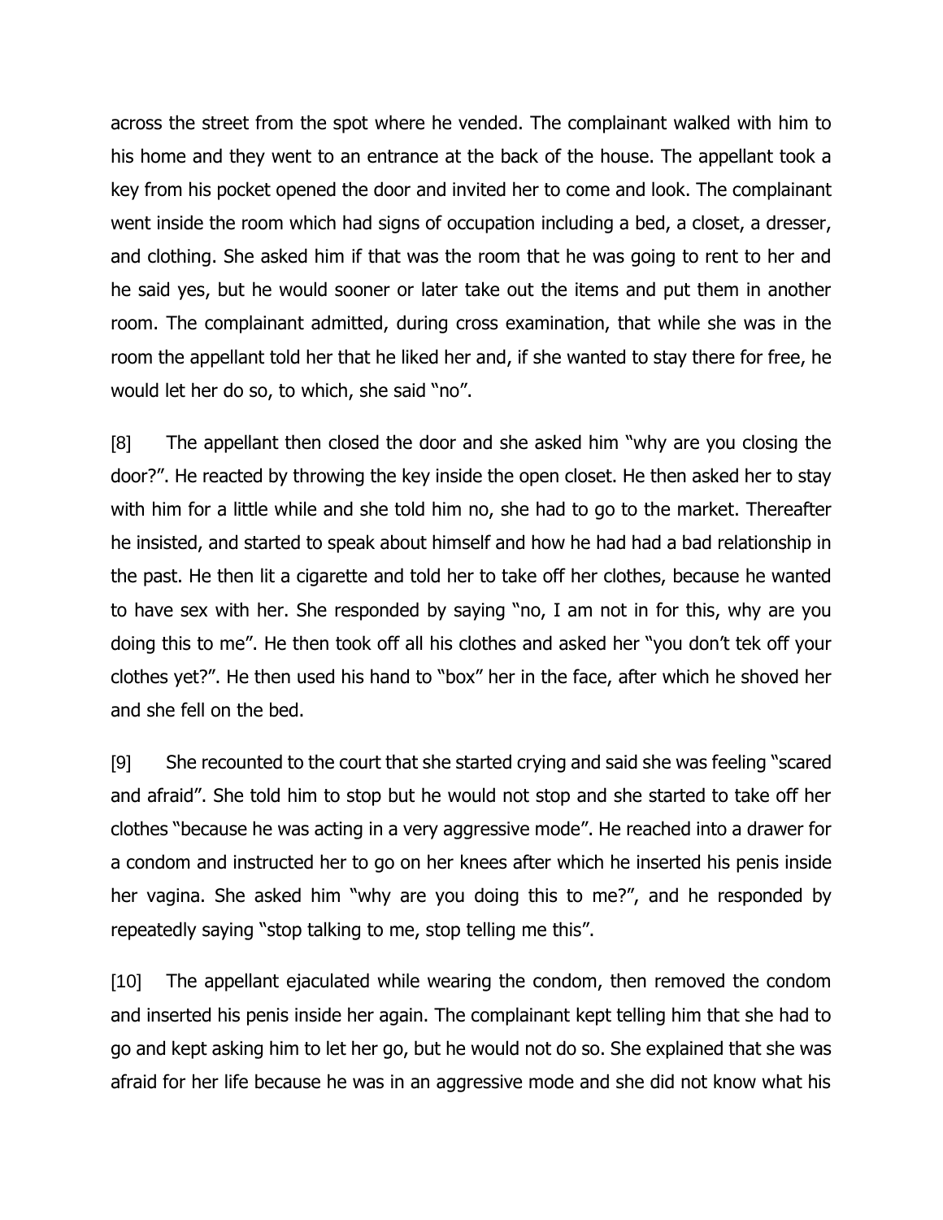across the street from the spot where he vended. The complainant walked with him to his home and they went to an entrance at the back of the house. The appellant took a key from his pocket opened the door and invited her to come and look. The complainant went inside the room which had signs of occupation including a bed, a closet, a dresser, and clothing. She asked him if that was the room that he was going to rent to her and he said yes, but he would sooner or later take out the items and put them in another room. The complainant admitted, during cross examination, that while she was in the room the appellant told her that he liked her and, if she wanted to stay there for free, he would let her do so, to which, she said "no".

[8] The appellant then closed the door and she asked him "why are you closing the door?". He reacted by throwing the key inside the open closet. He then asked her to stay with him for a little while and she told him no, she had to go to the market. Thereafter he insisted, and started to speak about himself and how he had had a bad relationship in the past. He then lit a cigarette and told her to take off her clothes, because he wanted to have sex with her. She responded by saying "no, I am not in for this, why are you doing this to me". He then took off all his clothes and asked her "you don't tek off your clothes yet?". He then used his hand to "box" her in the face, after which he shoved her and she fell on the bed.

[9] She recounted to the court that she started crying and said she was feeling "scared and afraid". She told him to stop but he would not stop and she started to take off her clothes "because he was acting in a very aggressive mode". He reached into a drawer for a condom and instructed her to go on her knees after which he inserted his penis inside her vagina. She asked him "why are you doing this to me?", and he responded by repeatedly saying "stop talking to me, stop telling me this".

[10] The appellant ejaculated while wearing the condom, then removed the condom and inserted his penis inside her again. The complainant kept telling him that she had to go and kept asking him to let her go, but he would not do so. She explained that she was afraid for her life because he was in an aggressive mode and she did not know what his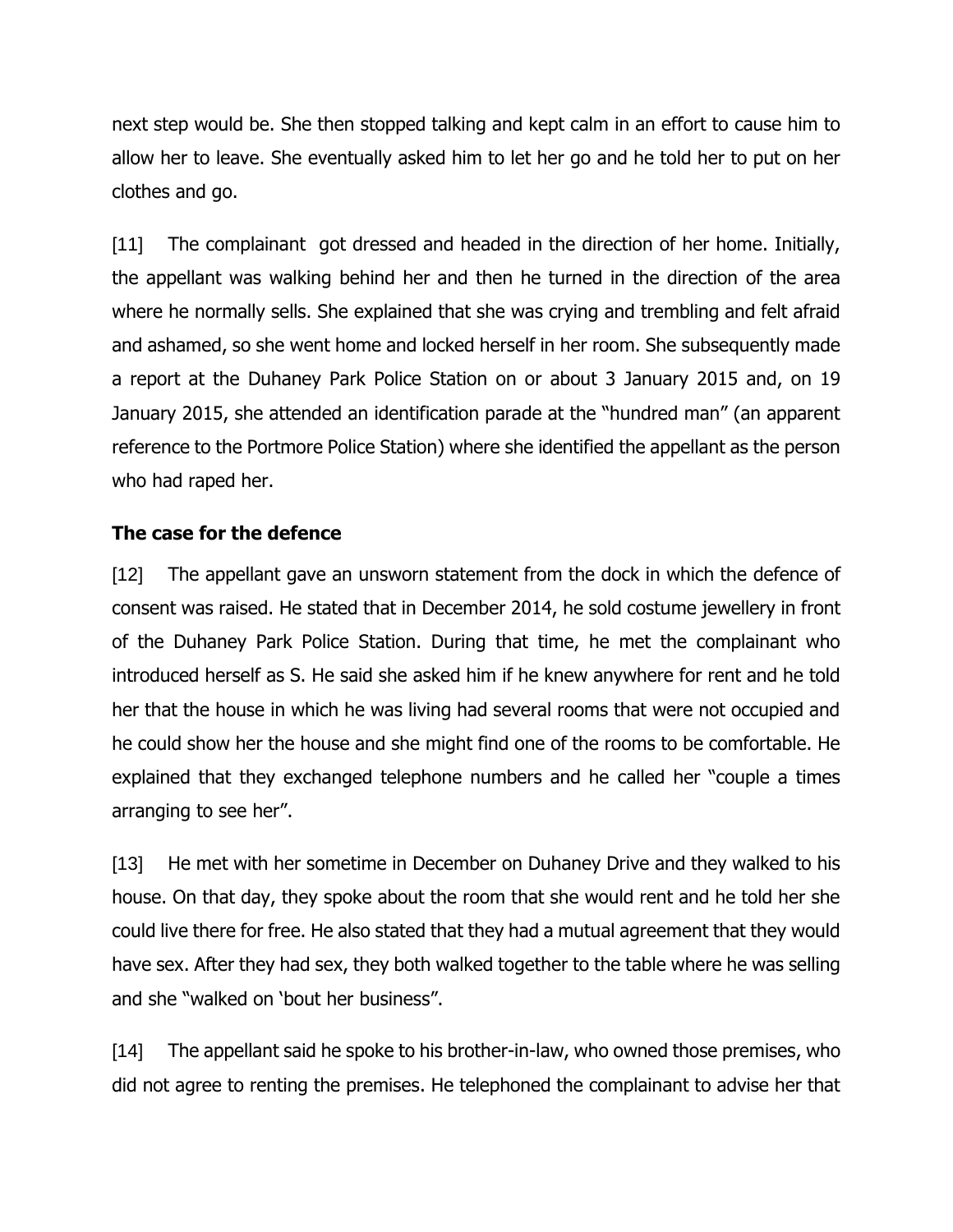next step would be. She then stopped talking and kept calm in an effort to cause him to allow her to leave. She eventually asked him to let her go and he told her to put on her clothes and go.

[11] The complainant got dressed and headed in the direction of her home. Initially, the appellant was walking behind her and then he turned in the direction of the area where he normally sells. She explained that she was crying and trembling and felt afraid and ashamed, so she went home and locked herself in her room. She subsequently made a report at the Duhaney Park Police Station on or about 3 January 2015 and, on 19 January 2015, she attended an identification parade at the "hundred man" (an apparent reference to the Portmore Police Station) where she identified the appellant as the person who had raped her.

**The case for the defence**

[12] The appellant gave an unsworn statement from the dock in which the defence of consent was raised. He stated that in December 2014, he sold costume jewellery in front of the Duhaney Park Police Station. During that time, he met the complainant who introduced herself as S. He said she asked him if he knew anywhere for rent and he told her that the house in which he was living had several rooms that were not occupied and he could show her the house and she might find one of the rooms to be comfortable. He explained that they exchanged telephone numbers and he called her "couple a times arranging to see her".

[13] He met with her sometime in December on Duhaney Drive and they walked to his house. On that day, they spoke about the room that she would rent and he told her she could live there for free. He also stated that they had a mutual agreement that they would have sex. After they had sex, they both walked together to the table where he was selling and she "walked on 'bout her business".

[14] The appellant said he spoke to his brother-in-law, who owned those premises, who did not agree to renting the premises. He telephoned the complainant to advise her that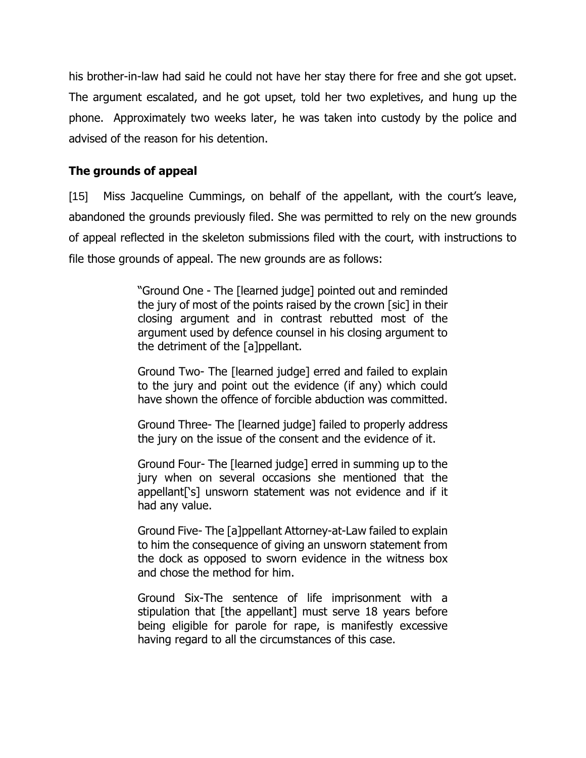his brother-in-law had said he could not have her stay there for free and she got upset. The argument escalated, and he got upset, told her two expletives, and hung up the phone. Approximately two weeks later, he was taken into custody by the police and advised of the reason for his detention.

## The grounds of appeal

[15] Miss Jacqueline Cummings, on behalf of the appellant, with the court's leave, abandoned the grounds previously filed. She was permitted to rely on the new grounds of appeal reflected in the skeleton submissions filed with the court, with instructions to file those grounds of appeal. The new grounds are as follows:

> "Ground One - The [learned judge] pointed out and reminded the jury of most of the points raised by the crown [sic] in their closing argument and in contrast rebutted most of the argument used by defence counsel in his closing argument to the detriment of the [a]ppellant.
>
> Ground Two- The [learned judge] erred and failed to explain to the jury and point out the evidence (if any) which could have shown the offence of forcible abduction was committed.
>
> Ground Three- The [learned judge] failed to properly address the jury on the issue of the consent and the evidence of it.
>
> Ground Four- The [learned judge] erred in summing up to the jury when on several occasions she mentioned that the appellant['s] unsworn statement was not evidence and if it had any value.
>
> Ground Five- The [a]ppellant Attorney-at-Law failed to explain to him the consequence of giving an unsworn statement from the dock as opposed to sworn evidence in the witness box and chose the method for him.
>
> Ground Six-The sentence of life imprisonment with a stipulation that [the appellant] must serve 18 years before being eligible for parole for rape, is manifestly excessive having regard to all the circumstances of this case.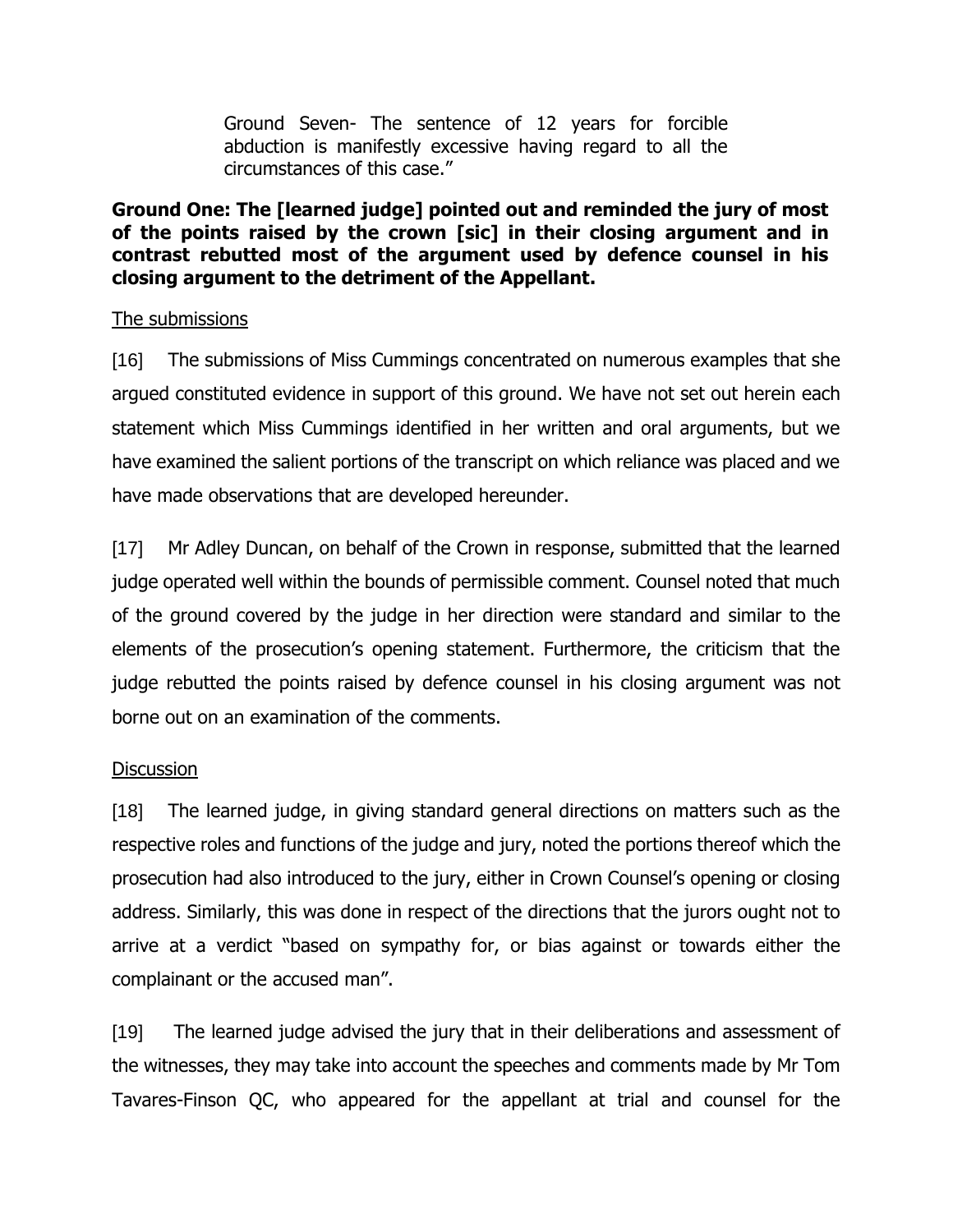> Ground Seven- The sentence of 12 years for forcible abduction is manifestly excessive having regard to all the circumstances of this case."

**Ground One: The [learned judge] pointed out and reminded the jury of most of the points raised by the crown [sic] in their closing argument and in contrast rebutted most of the argument used by defence counsel in his closing argument to the detriment of the Appellant.**

The submissions

[16] The submissions of Miss Cummings concentrated on numerous examples that she argued constituted evidence in support of this ground. We have not set out herein each statement which Miss Cummings identified in her written and oral arguments, but we have examined the salient portions of the transcript on which reliance was placed and we have made observations that are developed hereunder.

[17] Mr Adley Duncan, on behalf of the Crown in response, submitted that the learned judge operated well within the bounds of permissible comment. Counsel noted that much of the ground covered by the judge in her direction were standard and similar to the elements of the prosecution's opening statement. Furthermore, the criticism that the judge rebutted the points raised by defence counsel in his closing argument was not borne out on an examination of the comments.

Discussion

[18] The learned judge, in giving standard general directions on matters such as the respective roles and functions of the judge and jury, noted the portions thereof which the prosecution had also introduced to the jury, either in Crown Counsel's opening or closing address. Similarly, this was done in respect of the directions that the jurors ought not to arrive at a verdict "based on sympathy for, or bias against or towards either the complainant or the accused man".

[19] The learned judge advised the jury that in their deliberations and assessment of the witnesses, they may take into account the speeches and comments made by Mr Tom Tavares-Finson QC, who appeared for the appellant at trial and counsel for the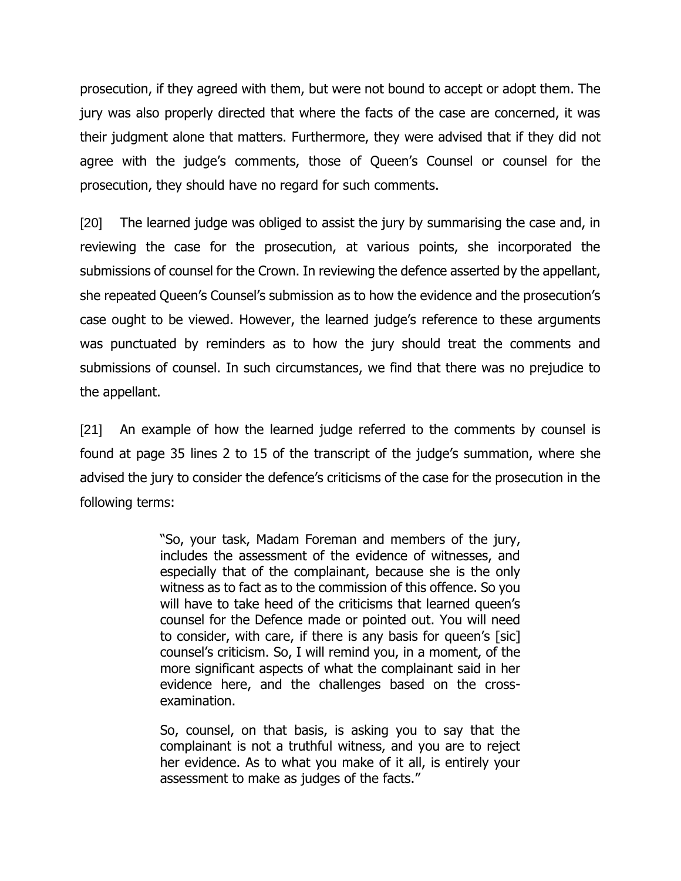prosecution, if they agreed with them, but were not bound to accept or adopt them. The jury was also properly directed that where the facts of the case are concerned, it was their judgment alone that matters. Furthermore, they were advised that if they did not agree with the judge's comments, those of Queen's Counsel or counsel for the prosecution, they should have no regard for such comments.

[20] The learned judge was obliged to assist the jury by summarising the case and, in reviewing the case for the prosecution, at various points, she incorporated the submissions of counsel for the Crown. In reviewing the defence asserted by the appellant, she repeated Queen's Counsel's submission as to how the evidence and the prosecution's case ought to be viewed. However, the learned judge's reference to these arguments was punctuated by reminders as to how the jury should treat the comments and submissions of counsel. In such circumstances, we find that there was no prejudice to the appellant.

[21] An example of how the learned judge referred to the comments by counsel is found at page 35 lines 2 to 15 of the transcript of the judge's summation, where she advised the jury to consider the defence's criticisms of the case for the prosecution in the following terms:

> "So, your task, Madam Foreman and members of the jury, includes the assessment of the evidence of witnesses, and especially that of the complainant, because she is the only witness as to fact as to the commission of this offence. So you will have to take heed of the criticisms that learned queen's counsel for the Defence made or pointed out. You will need to consider, with care, if there is any basis for queen's [sic] counsel's criticism. So, I will remind you, in a moment, of the more significant aspects of what the complainant said in her evidence here, and the challenges based on the cross-examination.
>
> So, counsel, on that basis, is asking you to say that the complainant is not a truthful witness, and you are to reject her evidence. As to what you make of it all, is entirely your assessment to make as judges of the facts."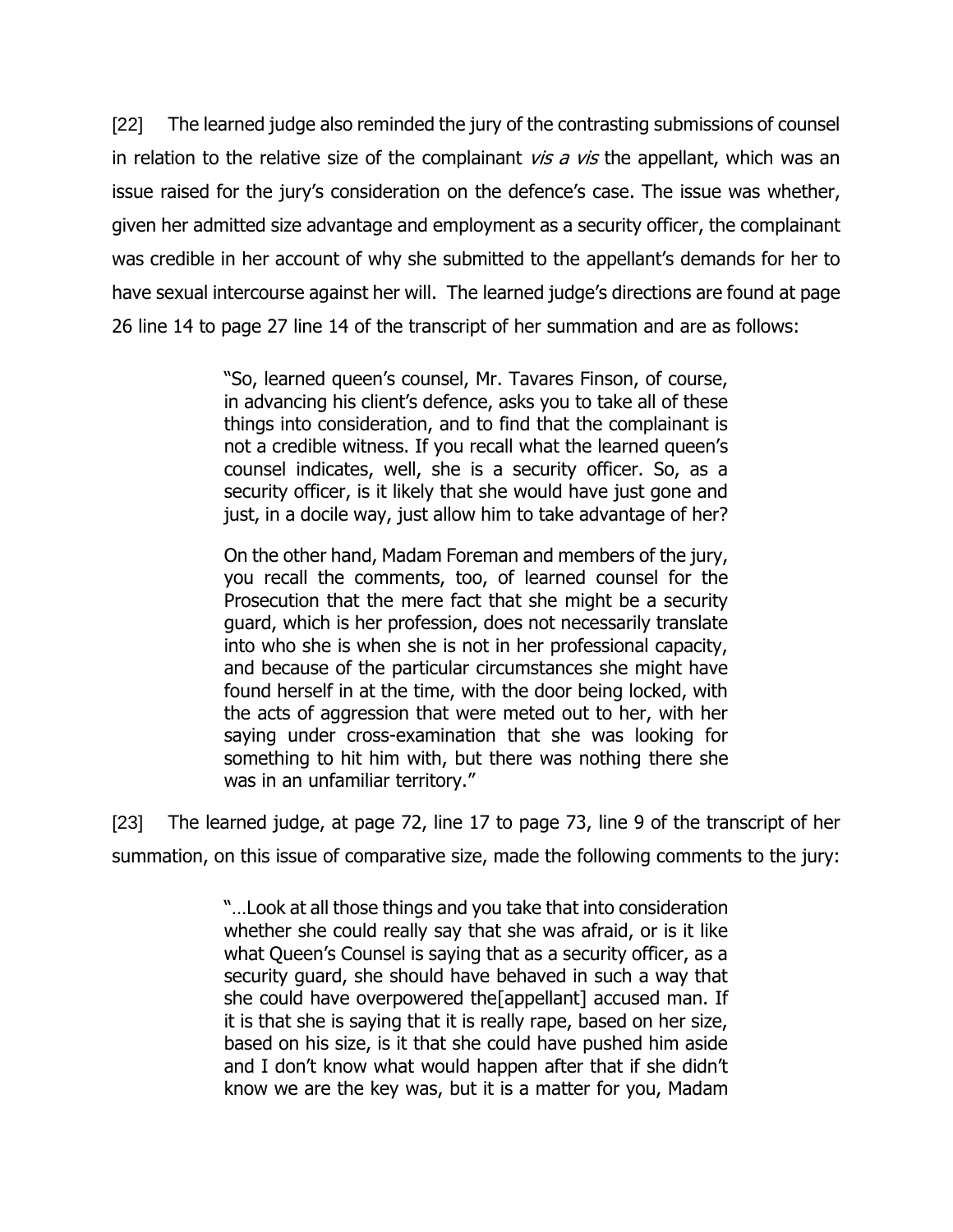[22] The learned judge also reminded the jury of the contrasting submissions of counsel in relation to the relative size of the complainant *vis a vis* the appellant, which was an issue raised for the jury's consideration on the defence's case. The issue was whether, given her admitted size advantage and employment as a security officer, the complainant was credible in her account of why she submitted to the appellant's demands for her to have sexual intercourse against her will. The learned judge's directions are found at page 26 line 14 to page 27 line 14 of the transcript of her summation and are as follows:

> "So, learned queen's counsel, Mr. Tavares Finson, of course, in advancing his client's defence, asks you to take all of these things into consideration, and to find that the complainant is not a credible witness. If you recall what the learned queen's counsel indicates, well, she is a security officer. So, as a security officer, is it likely that she would have just gone and just, in a docile way, just allow him to take advantage of her?
>
> On the other hand, Madam Foreman and members of the jury, you recall the comments, too, of learned counsel for the Prosecution that the mere fact that she might be a security guard, which is her profession, does not necessarily translate into who she is when she is not in her professional capacity, and because of the particular circumstances she might have found herself in at the time, with the door being locked, with the acts of aggression that were meted out to her, with her saying under cross-examination that she was looking for something to hit him with, but there was nothing there she was in an unfamiliar territory."

[23] The learned judge, at page 72, line 17 to page 73, line 9 of the transcript of her summation, on this issue of comparative size, made the following comments to the jury:

> "…Look at all those things and you take that into consideration whether she could really say that she was afraid, or is it like what Queen's Counsel is saying that as a security officer, as a security guard, she should have behaved in such a way that she could have overpowered the[appellant] accused man. If it is that she is saying that it is really rape, based on her size, based on his size, is it that she could have pushed him aside and I don't know what would happen after that if she didn't know we are the key was, but it is a matter for you, Madam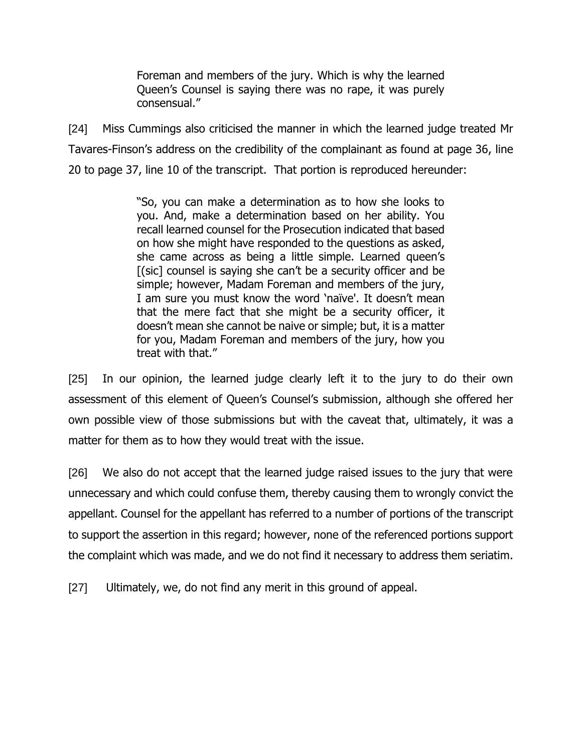> Foreman and members of the jury. Which is why the learned Queen's Counsel is saying there was no rape, it was purely consensual."

[24] Miss Cummings also criticised the manner in which the learned judge treated Mr Tavares-Finson's address on the credibility of the complainant as found at page 36, line 20 to page 37, line 10 of the transcript. That portion is reproduced hereunder:

> "So, you can make a determination as to how she looks to you. And, make a determination based on her ability. You recall learned counsel for the Prosecution indicated that based on how she might have responded to the questions as asked, she came across as being a little simple. Learned queen's [(sic] counsel is saying she can't be a security officer and be simple; however, Madam Foreman and members of the jury, I am sure you must know the word 'naïve'. It doesn't mean that the mere fact that she might be a security officer, it doesn't mean she cannot be naive or simple; but, it is a matter for you, Madam Foreman and members of the jury, how you treat with that."

[25] In our opinion, the learned judge clearly left it to the jury to do their own assessment of this element of Queen's Counsel's submission, although she offered her own possible view of those submissions but with the caveat that, ultimately, it was a matter for them as to how they would treat with the issue.

[26] We also do not accept that the learned judge raised issues to the jury that were unnecessary and which could confuse them, thereby causing them to wrongly convict the appellant. Counsel for the appellant has referred to a number of portions of the transcript to support the assertion in this regard; however, none of the referenced portions support the complaint which was made, and we do not find it necessary to address them seriatim.

[27] Ultimately, we, do not find any merit in this ground of appeal.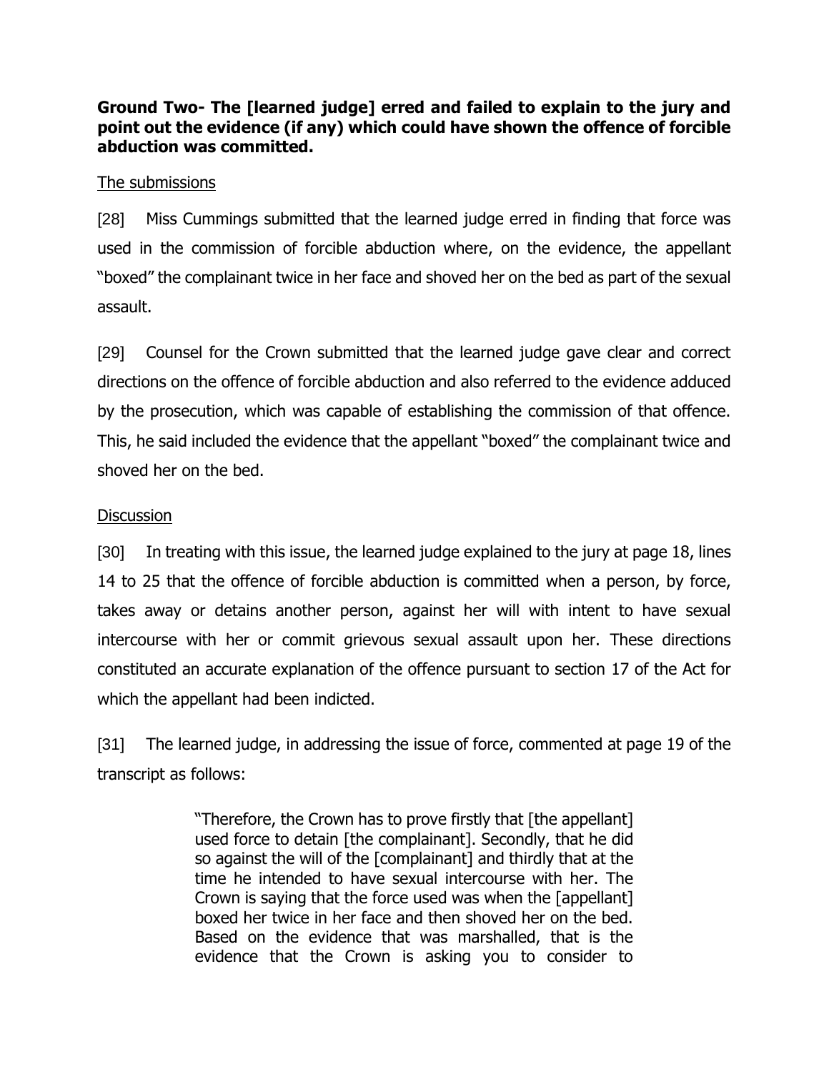**Ground Two- The [learned judge] erred and failed to explain to the jury and point out the evidence (if any) which could have shown the offence of forcible abduction was committed.**

The submissions

[28] Miss Cummings submitted that the learned judge erred in finding that force was used in the commission of forcible abduction where, on the evidence, the appellant "boxed" the complainant twice in her face and shoved her on the bed as part of the sexual assault.

[29] Counsel for the Crown submitted that the learned judge gave clear and correct directions on the offence of forcible abduction and also referred to the evidence adduced by the prosecution, which was capable of establishing the commission of that offence. This, he said included the evidence that the appellant "boxed" the complainant twice and shoved her on the bed.

Discussion

[30] In treating with this issue, the learned judge explained to the jury at page 18, lines 14 to 25 that the offence of forcible abduction is committed when a person, by force, takes away or detains another person, against her will with intent to have sexual intercourse with her or commit grievous sexual assault upon her. These directions constituted an accurate explanation of the offence pursuant to section 17 of the Act for which the appellant had been indicted.

[31] The learned judge, in addressing the issue of force, commented at page 19 of the transcript as follows:

> "Therefore, the Crown has to prove firstly that [the appellant] used force to detain [the complainant]. Secondly, that he did so against the will of the [complainant] and thirdly that at the time he intended to have sexual intercourse with her. The Crown is saying that the force used was when the [appellant] boxed her twice in her face and then shoved her on the bed. Based on the evidence that was marshalled, that is the evidence that the Crown is asking you to consider to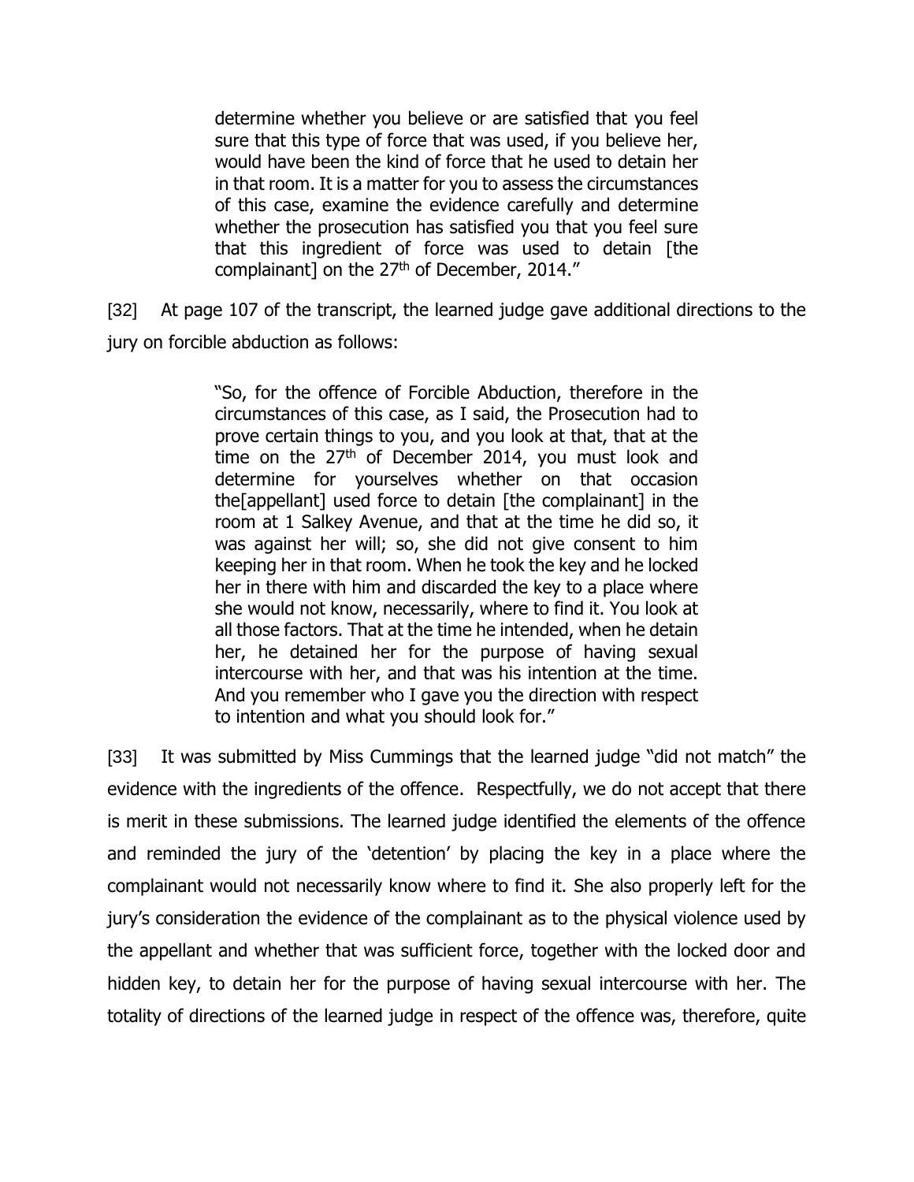> determine whether you believe or are satisfied that you feel sure that this type of force that was used, if you believe her, would have been the kind of force that he used to detain her in that room. It is a matter for you to assess the circumstances of this case, examine the evidence carefully and determine whether the prosecution has satisfied you that you feel sure that this ingredient of force was used to detain [the complainant] on the 27th of December, 2014."

[32] At page 107 of the transcript, the learned judge gave additional directions to the jury on forcible abduction as follows:

> "So, for the offence of Forcible Abduction, therefore in the circumstances of this case, as I said, the Prosecution had to prove certain things to you, and you look at that, that at the time on the 27th of December 2014, you must look and determine for yourselves whether on that occasion the[appellant] used force to detain [the complainant] in the room at 1 Salkey Avenue, and that at the time he did so, it was against her will; so, she did not give consent to him keeping her in that room. When he took the key and he locked her in there with him and discarded the key to a place where she would not know, necessarily, where to find it. You look at all those factors. That at the time he intended, when he detain her, he detained her for the purpose of having sexual intercourse with her, and that was his intention at the time. And you remember who I gave you the direction with respect to intention and what you should look for."

[33] It was submitted by Miss Cummings that the learned judge "did not match" the evidence with the ingredients of the offence. Respectfully, we do not accept that there is merit in these submissions. The learned judge identified the elements of the offence and reminded the jury of the 'detention' by placing the key in a place where the complainant would not necessarily know where to find it. She also properly left for the jury's consideration the evidence of the complainant as to the physical violence used by the appellant and whether that was sufficient force, together with the locked door and hidden key, to detain her for the purpose of having sexual intercourse with her. The totality of directions of the learned judge in respect of the offence was, therefore, quite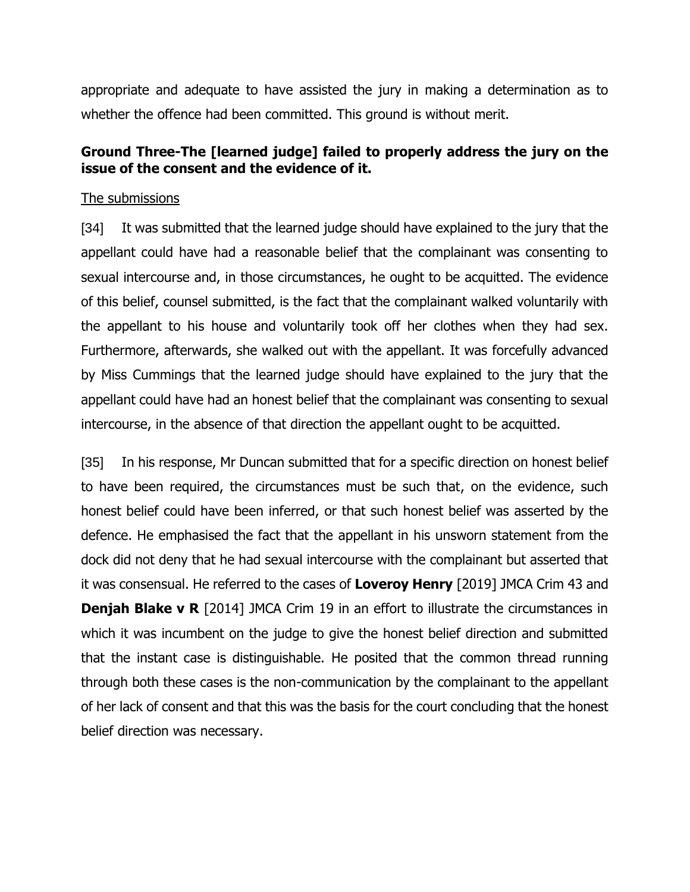appropriate and adequate to have assisted the jury in making a determination as to whether the offence had been committed. This ground is without merit.

### Ground Three-The [learned judge] failed to properly address the jury on the issue of the consent and the evidence of it.

The submissions

[34] It was submitted that the learned judge should have explained to the jury that the appellant could have had a reasonable belief that the complainant was consenting to sexual intercourse and, in those circumstances, he ought to be acquitted. The evidence of this belief, counsel submitted, is the fact that the complainant walked voluntarily with the appellant to his house and voluntarily took off her clothes when they had sex. Furthermore, afterwards, she walked out with the appellant. It was forcefully advanced by Miss Cummings that the learned judge should have explained to the jury that the appellant could have had an honest belief that the complainant was consenting to sexual intercourse, in the absence of that direction the appellant ought to be acquitted.

[35] In his response, Mr Duncan submitted that for a specific direction on honest belief to have been required, the circumstances must be such that, on the evidence, such honest belief could have been inferred, or that such honest belief was asserted by the defence. He emphasised the fact that the appellant in his unsworn statement from the dock did not deny that he had sexual intercourse with the complainant but asserted that it was consensual. He referred to the cases of **Loveroy Henry** [2019] JMCA Crim 43 and **Denjah Blake v R** [2014] JMCA Crim 19 in an effort to illustrate the circumstances in which it was incumbent on the judge to give the honest belief direction and submitted that the instant case is distinguishable. He posited that the common thread running through both these cases is the non-communication by the complainant to the appellant of her lack of consent and that this was the basis for the court concluding that the honest belief direction was necessary.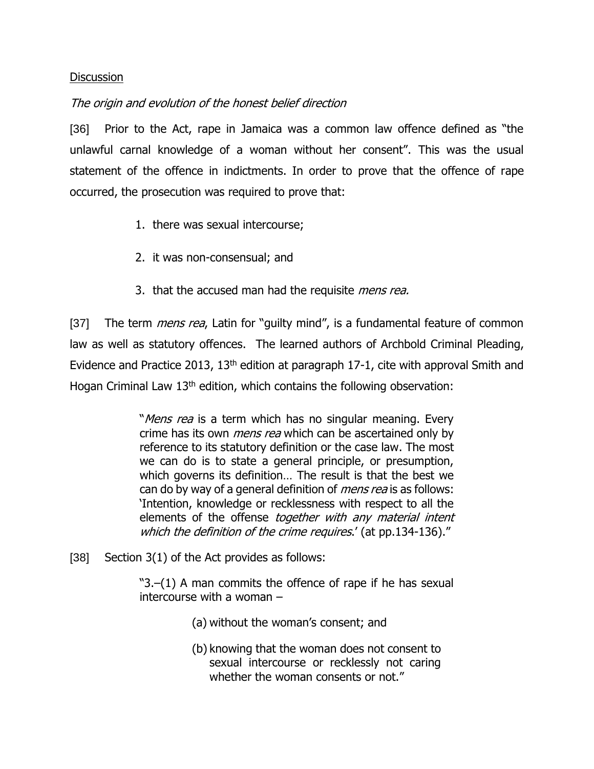<u>Discussion</u>

*The origin and evolution of the honest belief direction*

[36] Prior to the Act, rape in Jamaica was a common law offence defined as "the unlawful carnal knowledge of a woman without her consent". This was the usual statement of the offence in indictments. In order to prove that the offence of rape occurred, the prosecution was required to prove that:

1. there was sexual intercourse;
2. it was non-consensual; and
3. that the accused man had the requisite *mens rea.*

[37] The term *mens rea*, Latin for "guilty mind", is a fundamental feature of common law as well as statutory offences. The learned authors of Archbold Criminal Pleading, Evidence and Practice 2013, 13th edition at paragraph 17-1, cite with approval Smith and Hogan Criminal Law 13th edition, which contains the following observation:

> "*Mens rea* is a term which has no singular meaning. Every crime has its own *mens rea* which can be ascertained only by reference to its statutory definition or the case law. The most we can do is to state a general principle, or presumption, which governs its definition… The result is that the best we can do by way of a general definition of *mens rea* is as follows: 'Intention, knowledge or recklessness with respect to all the elements of the offense *together with any material intent which the definition of the crime requires*.' (at pp.134-136)."

[38] Section 3(1) of the Act provides as follows:

> "3.–(1) A man commits the offence of rape if he has sexual intercourse with a woman –
>
> (a) without the woman's consent; and
>
> (b) knowing that the woman does not consent to sexual intercourse or recklessly not caring whether the woman consents or not."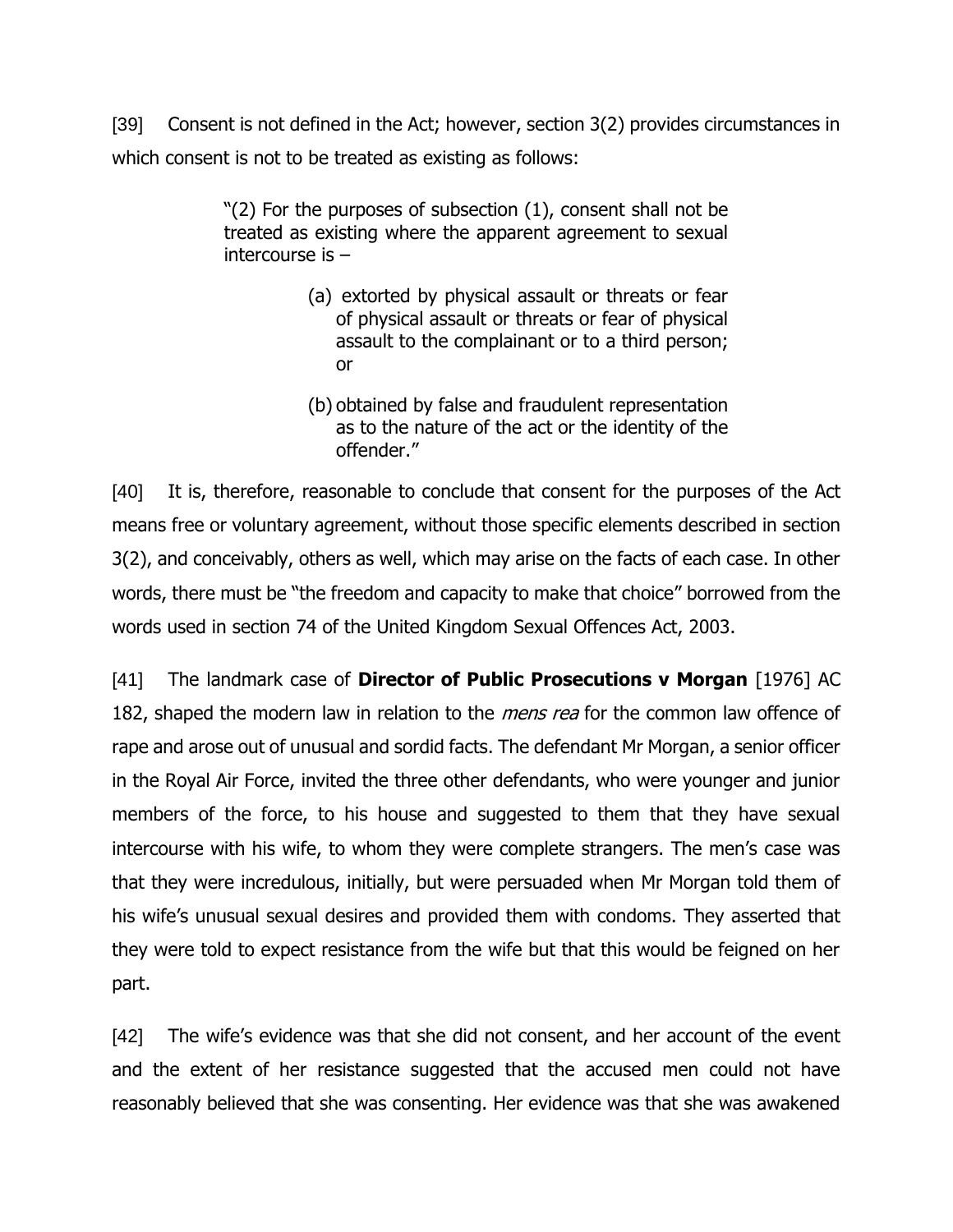[39] Consent is not defined in the Act; however, section 3(2) provides circumstances in which consent is not to be treated as existing as follows:

> "(2) For the purposes of subsection (1), consent shall not be treated as existing where the apparent agreement to sexual intercourse is –
>
> (a) extorted by physical assault or threats or fear of physical assault or threats or fear of physical assault to the complainant or to a third person; or
>
> (b) obtained by false and fraudulent representation as to the nature of the act or the identity of the offender."

[40] It is, therefore, reasonable to conclude that consent for the purposes of the Act means free or voluntary agreement, without those specific elements described in section 3(2), and conceivably, others as well, which may arise on the facts of each case. In other words, there must be "the freedom and capacity to make that choice" borrowed from the words used in section 74 of the United Kingdom Sexual Offences Act, 2003.

[41] The landmark case of **Director of Public Prosecutions v Morgan** [1976] AC 182, shaped the modern law in relation to the *mens rea* for the common law offence of rape and arose out of unusual and sordid facts. The defendant Mr Morgan, a senior officer in the Royal Air Force, invited the three other defendants, who were younger and junior members of the force, to his house and suggested to them that they have sexual intercourse with his wife, to whom they were complete strangers. The men's case was that they were incredulous, initially, but were persuaded when Mr Morgan told them of his wife's unusual sexual desires and provided them with condoms. They asserted that they were told to expect resistance from the wife but that this would be feigned on her part.

[42] The wife's evidence was that she did not consent, and her account of the event and the extent of her resistance suggested that the accused men could not have reasonably believed that she was consenting. Her evidence was that she was awakened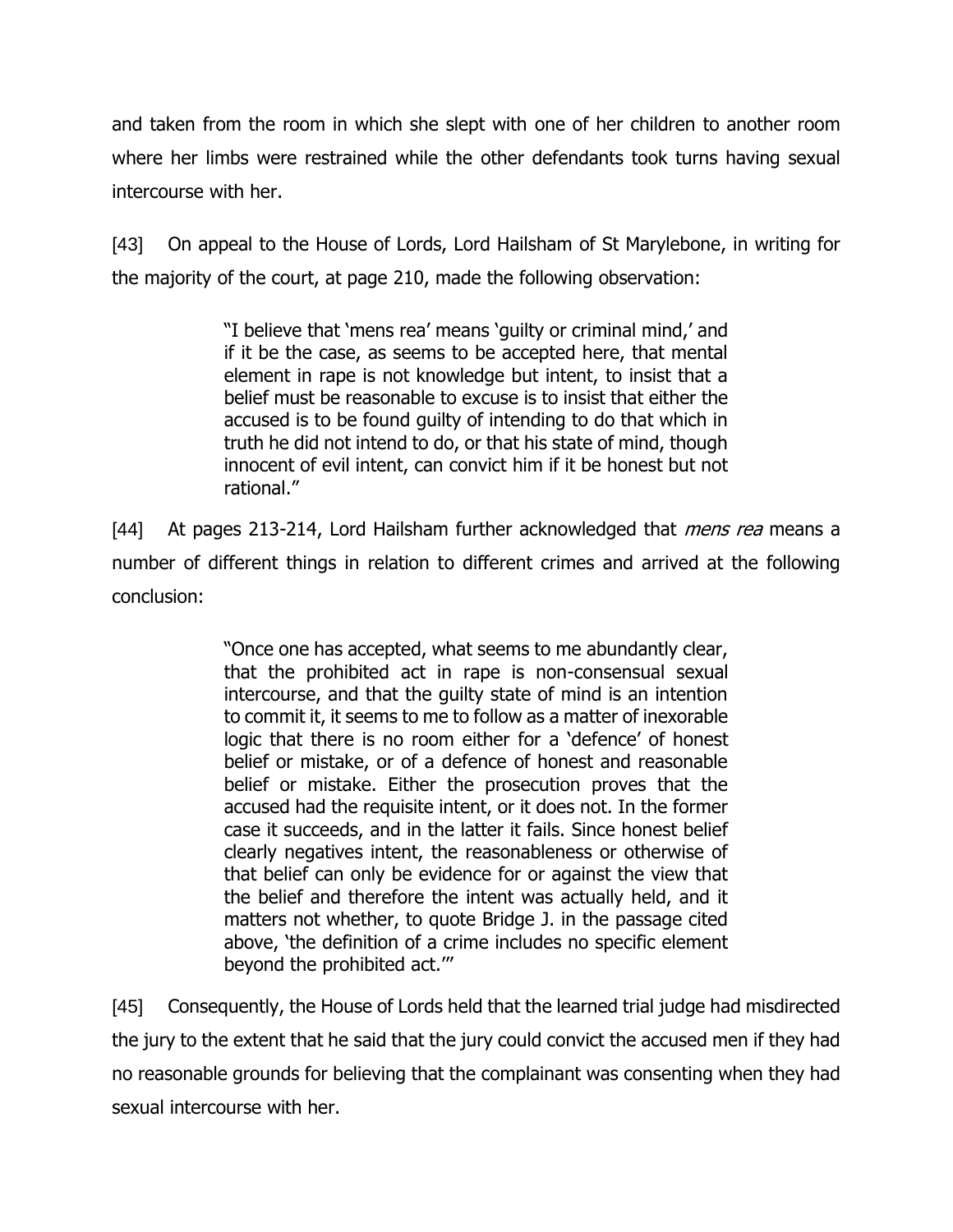and taken from the room in which she slept with one of her children to another room where her limbs were restrained while the other defendants took turns having sexual intercourse with her.

[43] On appeal to the House of Lords, Lord Hailsham of St Marylebone, in writing for the majority of the court, at page 210, made the following observation:

> "I believe that 'mens rea' means 'guilty or criminal mind,' and if it be the case, as seems to be accepted here, that mental element in rape is not knowledge but intent, to insist that a belief must be reasonable to excuse is to insist that either the accused is to be found guilty of intending to do that which in truth he did not intend to do, or that his state of mind, though innocent of evil intent, can convict him if it be honest but not rational."

[44] At pages 213-214, Lord Hailsham further acknowledged that *mens rea* means a number of different things in relation to different crimes and arrived at the following conclusion:

> "Once one has accepted, what seems to me abundantly clear, that the prohibited act in rape is non-consensual sexual intercourse, and that the guilty state of mind is an intention to commit it, it seems to me to follow as a matter of inexorable logic that there is no room either for a 'defence' of honest belief or mistake, or of a defence of honest and reasonable belief or mistake. Either the prosecution proves that the accused had the requisite intent, or it does not. In the former case it succeeds, and in the latter it fails. Since honest belief clearly negatives intent, the reasonableness or otherwise of that belief can only be evidence for or against the view that the belief and therefore the intent was actually held, and it matters not whether, to quote Bridge J. in the passage cited above, 'the definition of a crime includes no specific element beyond the prohibited act.'"

[45] Consequently, the House of Lords held that the learned trial judge had misdirected the jury to the extent that he said that the jury could convict the accused men if they had no reasonable grounds for believing that the complainant was consenting when they had sexual intercourse with her.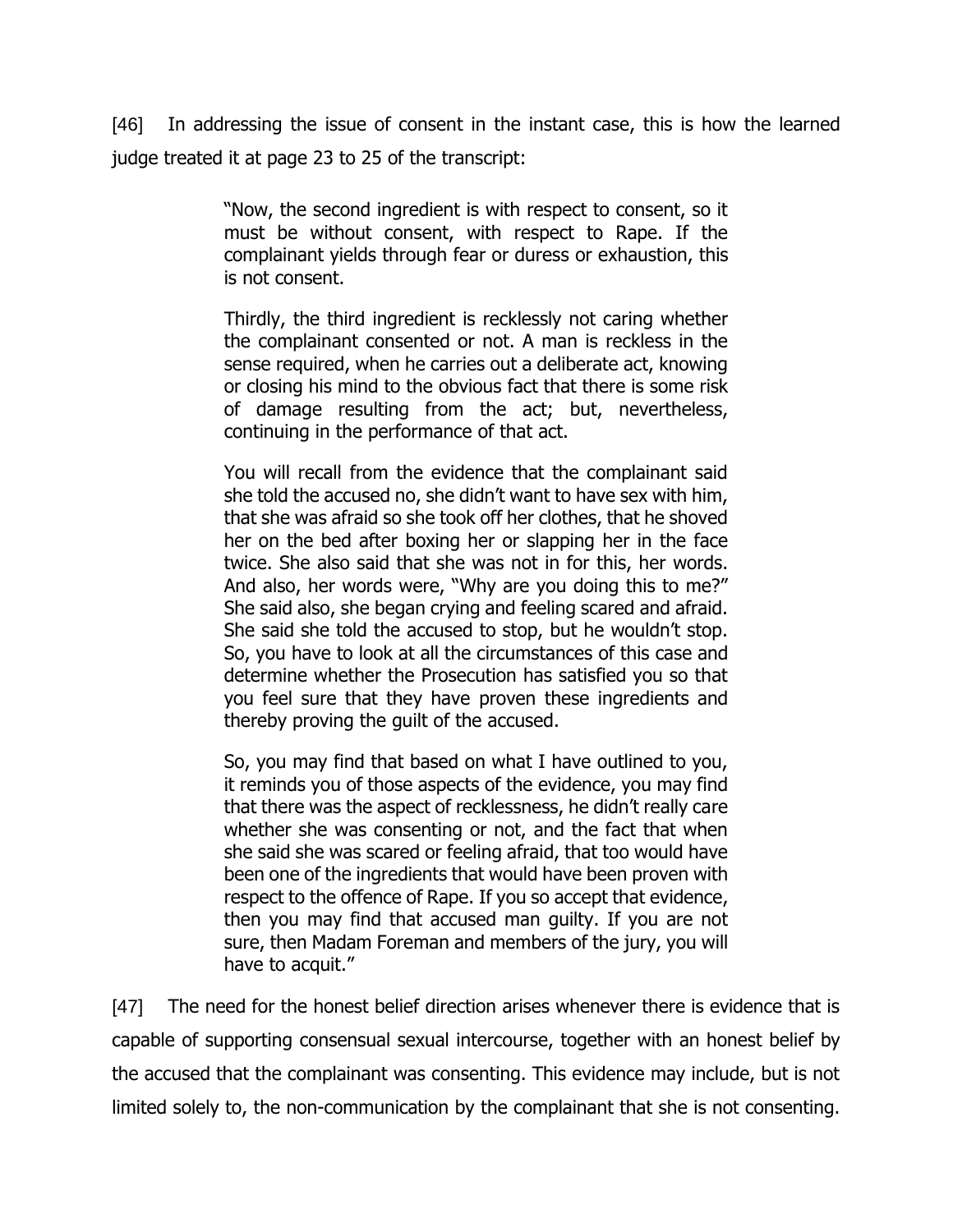[46] In addressing the issue of consent in the instant case, this is how the learned judge treated it at page 23 to 25 of the transcript:

> "Now, the second ingredient is with respect to consent, so it must be without consent, with respect to Rape. If the complainant yields through fear or duress or exhaustion, this is not consent.
>
> Thirdly, the third ingredient is recklessly not caring whether the complainant consented or not. A man is reckless in the sense required, when he carries out a deliberate act, knowing or closing his mind to the obvious fact that there is some risk of damage resulting from the act; but, nevertheless, continuing in the performance of that act.
>
> You will recall from the evidence that the complainant said she told the accused no, she didn't want to have sex with him, that she was afraid so she took off her clothes, that he shoved her on the bed after boxing her or slapping her in the face twice. She also said that she was not in for this, her words. And also, her words were, "Why are you doing this to me?" She said also, she began crying and feeling scared and afraid. She said she told the accused to stop, but he wouldn't stop. So, you have to look at all the circumstances of this case and determine whether the Prosecution has satisfied you so that you feel sure that they have proven these ingredients and thereby proving the guilt of the accused.
>
> So, you may find that based on what I have outlined to you, it reminds you of those aspects of the evidence, you may find that there was the aspect of recklessness, he didn't really care whether she was consenting or not, and the fact that when she said she was scared or feeling afraid, that too would have been one of the ingredients that would have been proven with respect to the offence of Rape. If you so accept that evidence, then you may find that accused man guilty. If you are not sure, then Madam Foreman and members of the jury, you will have to acquit."

[47] The need for the honest belief direction arises whenever there is evidence that is capable of supporting consensual sexual intercourse, together with an honest belief by the accused that the complainant was consenting. This evidence may include, but is not limited solely to, the non-communication by the complainant that she is not consenting.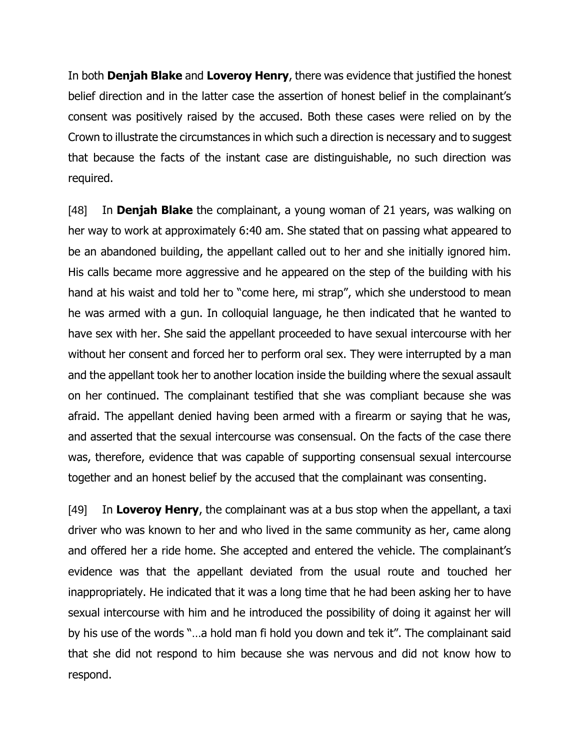In both **Denjah Blake** and **Loveroy Henry**, there was evidence that justified the honest belief direction and in the latter case the assertion of honest belief in the complainant's consent was positively raised by the accused. Both these cases were relied on by the Crown to illustrate the circumstances in which such a direction is necessary and to suggest that because the facts of the instant case are distinguishable, no such direction was required.

[48] In **Denjah Blake** the complainant, a young woman of 21 years, was walking on her way to work at approximately 6:40 am. She stated that on passing what appeared to be an abandoned building, the appellant called out to her and she initially ignored him. His calls became more aggressive and he appeared on the step of the building with his hand at his waist and told her to "come here, mi strap", which she understood to mean he was armed with a gun. In colloquial language, he then indicated that he wanted to have sex with her. She said the appellant proceeded to have sexual intercourse with her without her consent and forced her to perform oral sex. They were interrupted by a man and the appellant took her to another location inside the building where the sexual assault on her continued. The complainant testified that she was compliant because she was afraid. The appellant denied having been armed with a firearm or saying that he was, and asserted that the sexual intercourse was consensual. On the facts of the case there was, therefore, evidence that was capable of supporting consensual sexual intercourse together and an honest belief by the accused that the complainant was consenting.

[49] In **Loveroy Henry**, the complainant was at a bus stop when the appellant, a taxi driver who was known to her and who lived in the same community as her, came along and offered her a ride home. She accepted and entered the vehicle. The complainant's evidence was that the appellant deviated from the usual route and touched her inappropriately. He indicated that it was a long time that he had been asking her to have sexual intercourse with him and he introduced the possibility of doing it against her will by his use of the words "…a hold man fi hold you down and tek it". The complainant said that she did not respond to him because she was nervous and did not know how to respond.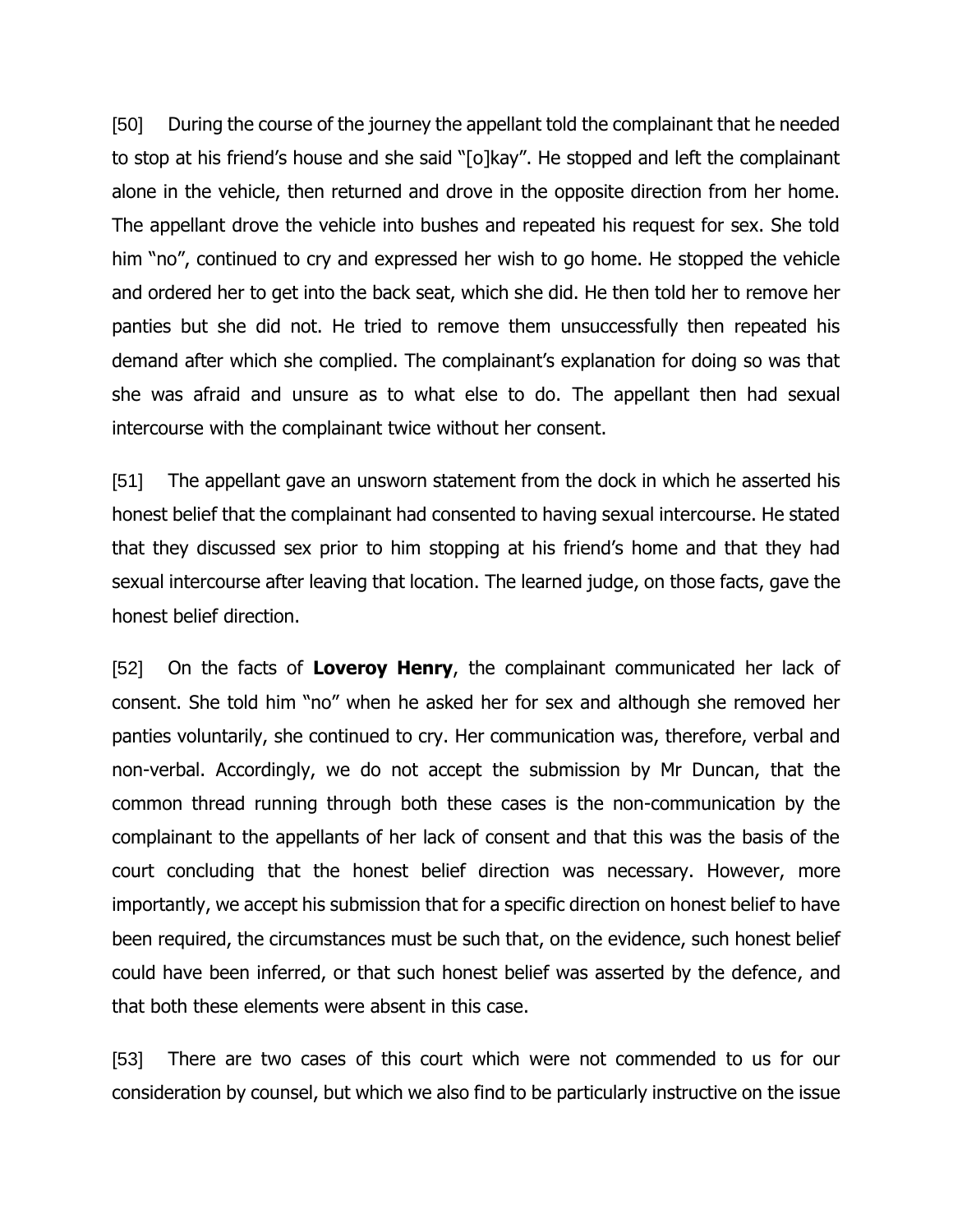[50] During the course of the journey the appellant told the complainant that he needed to stop at his friend's house and she said "[o]kay". He stopped and left the complainant alone in the vehicle, then returned and drove in the opposite direction from her home. The appellant drove the vehicle into bushes and repeated his request for sex. She told him "no", continued to cry and expressed her wish to go home. He stopped the vehicle and ordered her to get into the back seat, which she did. He then told her to remove her panties but she did not. He tried to remove them unsuccessfully then repeated his demand after which she complied. The complainant's explanation for doing so was that she was afraid and unsure as to what else to do. The appellant then had sexual intercourse with the complainant twice without her consent.

[51] The appellant gave an unsworn statement from the dock in which he asserted his honest belief that the complainant had consented to having sexual intercourse. He stated that they discussed sex prior to him stopping at his friend's home and that they had sexual intercourse after leaving that location. The learned judge, on those facts, gave the honest belief direction.

[52] On the facts of **Loveroy Henry**, the complainant communicated her lack of consent. She told him "no" when he asked her for sex and although she removed her panties voluntarily, she continued to cry. Her communication was, therefore, verbal and non-verbal. Accordingly, we do not accept the submission by Mr Duncan, that the common thread running through both these cases is the non-communication by the complainant to the appellants of her lack of consent and that this was the basis of the court concluding that the honest belief direction was necessary. However, more importantly, we accept his submission that for a specific direction on honest belief to have been required, the circumstances must be such that, on the evidence, such honest belief could have been inferred, or that such honest belief was asserted by the defence, and that both these elements were absent in this case.

[53] There are two cases of this court which were not commended to us for our consideration by counsel, but which we also find to be particularly instructive on the issue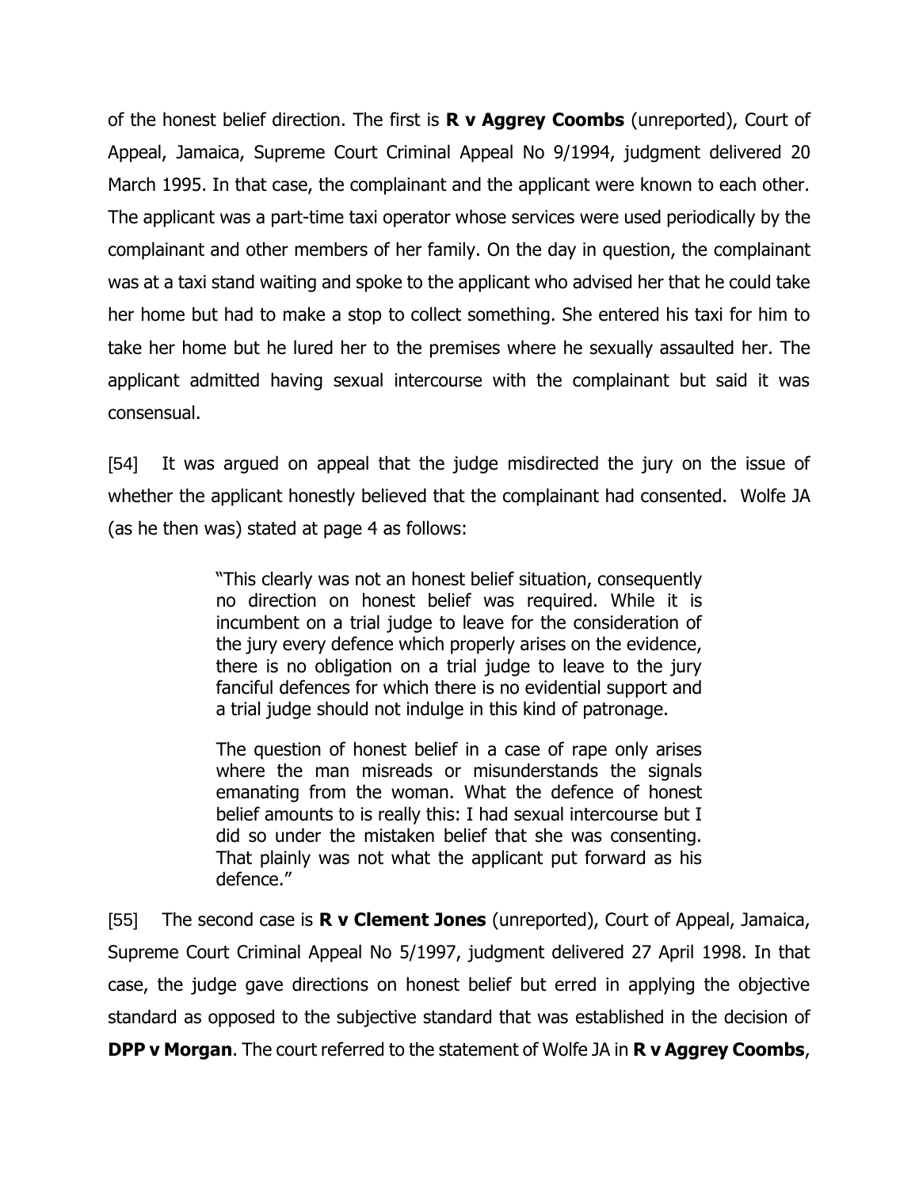of the honest belief direction. The first is **R v Aggrey Coombs** (unreported), Court of Appeal, Jamaica, Supreme Court Criminal Appeal No 9/1994, judgment delivered 20 March 1995. In that case, the complainant and the applicant were known to each other. The applicant was a part-time taxi operator whose services were used periodically by the complainant and other members of her family. On the day in question, the complainant was at a taxi stand waiting and spoke to the applicant who advised her that he could take her home but had to make a stop to collect something. She entered his taxi for him to take her home but he lured her to the premises where he sexually assaulted her. The applicant admitted having sexual intercourse with the complainant but said it was consensual.

[54] It was argued on appeal that the judge misdirected the jury on the issue of whether the applicant honestly believed that the complainant had consented. Wolfe JA (as he then was) stated at page 4 as follows:

> "This clearly was not an honest belief situation, consequently no direction on honest belief was required. While it is incumbent on a trial judge to leave for the consideration of the jury every defence which properly arises on the evidence, there is no obligation on a trial judge to leave to the jury fanciful defences for which there is no evidential support and a trial judge should not indulge in this kind of patronage.
>
> The question of honest belief in a case of rape only arises where the man misreads or misunderstands the signals emanating from the woman. What the defence of honest belief amounts to is really this: I had sexual intercourse but I did so under the mistaken belief that she was consenting. That plainly was not what the applicant put forward as his defence."

[55] The second case is **R v Clement Jones** (unreported), Court of Appeal, Jamaica, Supreme Court Criminal Appeal No 5/1997, judgment delivered 27 April 1998. In that case, the judge gave directions on honest belief but erred in applying the objective standard as opposed to the subjective standard that was established in the decision of **DPP v Morgan**. The court referred to the statement of Wolfe JA in **R v Aggrey Coombs**,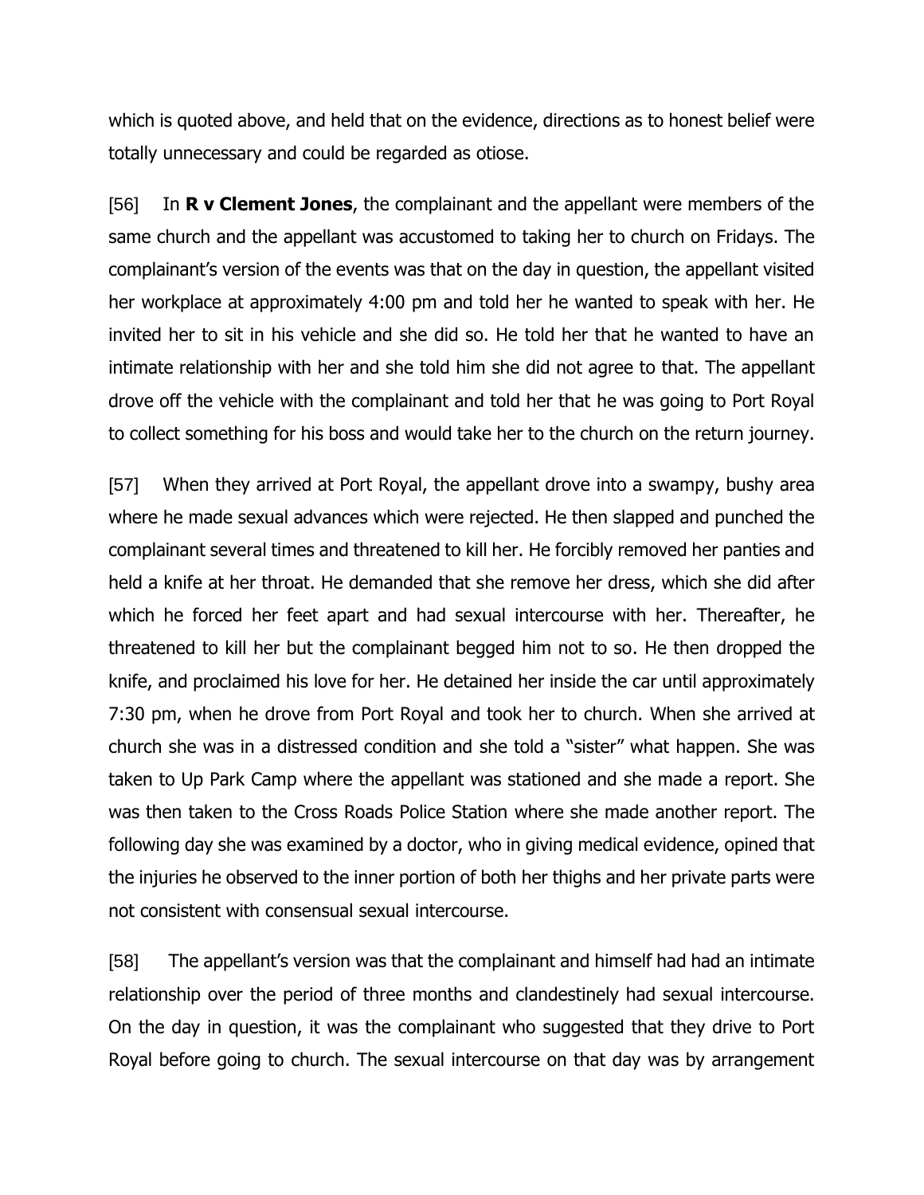which is quoted above, and held that on the evidence, directions as to honest belief were totally unnecessary and could be regarded as otiose.

[56] In **R v Clement Jones**, the complainant and the appellant were members of the same church and the appellant was accustomed to taking her to church on Fridays. The complainant's version of the events was that on the day in question, the appellant visited her workplace at approximately 4:00 pm and told her he wanted to speak with her. He invited her to sit in his vehicle and she did so. He told her that he wanted to have an intimate relationship with her and she told him she did not agree to that. The appellant drove off the vehicle with the complainant and told her that he was going to Port Royal to collect something for his boss and would take her to the church on the return journey.

[57] When they arrived at Port Royal, the appellant drove into a swampy, bushy area where he made sexual advances which were rejected. He then slapped and punched the complainant several times and threatened to kill her. He forcibly removed her panties and held a knife at her throat. He demanded that she remove her dress, which she did after which he forced her feet apart and had sexual intercourse with her. Thereafter, he threatened to kill her but the complainant begged him not to so. He then dropped the knife, and proclaimed his love for her. He detained her inside the car until approximately 7:30 pm, when he drove from Port Royal and took her to church. When she arrived at church she was in a distressed condition and she told a "sister" what happen. She was taken to Up Park Camp where the appellant was stationed and she made a report. She was then taken to the Cross Roads Police Station where she made another report. The following day she was examined by a doctor, who in giving medical evidence, opined that the injuries he observed to the inner portion of both her thighs and her private parts were not consistent with consensual sexual intercourse.

[58] The appellant's version was that the complainant and himself had had an intimate relationship over the period of three months and clandestinely had sexual intercourse. On the day in question, it was the complainant who suggested that they drive to Port Royal before going to church. The sexual intercourse on that day was by arrangement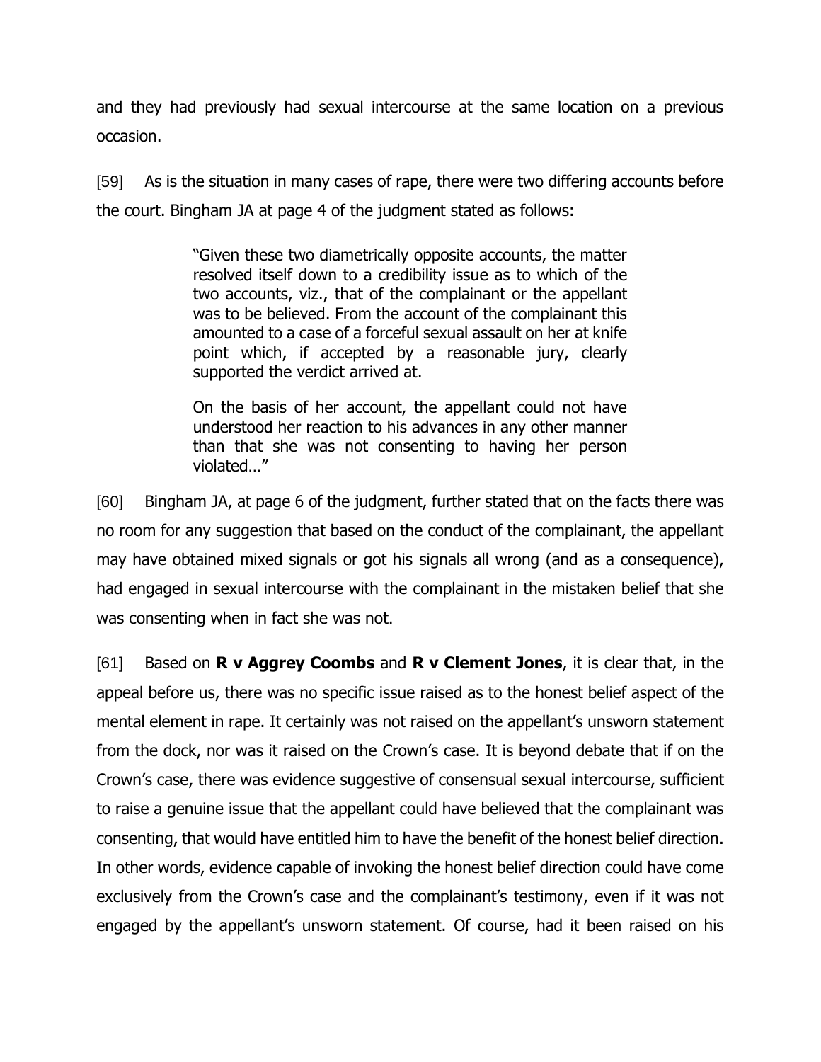and they had previously had sexual intercourse at the same location on a previous occasion.

[59] As is the situation in many cases of rape, there were two differing accounts before the court. Bingham JA at page 4 of the judgment stated as follows:

> "Given these two diametrically opposite accounts, the matter resolved itself down to a credibility issue as to which of the two accounts, viz., that of the complainant or the appellant was to be believed. From the account of the complainant this amounted to a case of a forceful sexual assault on her at knife point which, if accepted by a reasonable jury, clearly supported the verdict arrived at.
>
> On the basis of her account, the appellant could not have understood her reaction to his advances in any other manner than that she was not consenting to having her person violated…"

[60] Bingham JA, at page 6 of the judgment, further stated that on the facts there was no room for any suggestion that based on the conduct of the complainant, the appellant may have obtained mixed signals or got his signals all wrong (and as a consequence), had engaged in sexual intercourse with the complainant in the mistaken belief that she was consenting when in fact she was not.

[61] Based on **R v Aggrey Coombs** and **R v Clement Jones**, it is clear that, in the appeal before us, there was no specific issue raised as to the honest belief aspect of the mental element in rape. It certainly was not raised on the appellant's unsworn statement from the dock, nor was it raised on the Crown's case. It is beyond debate that if on the Crown's case, there was evidence suggestive of consensual sexual intercourse, sufficient to raise a genuine issue that the appellant could have believed that the complainant was consenting, that would have entitled him to have the benefit of the honest belief direction. In other words, evidence capable of invoking the honest belief direction could have come exclusively from the Crown's case and the complainant's testimony, even if it was not engaged by the appellant's unsworn statement. Of course, had it been raised on his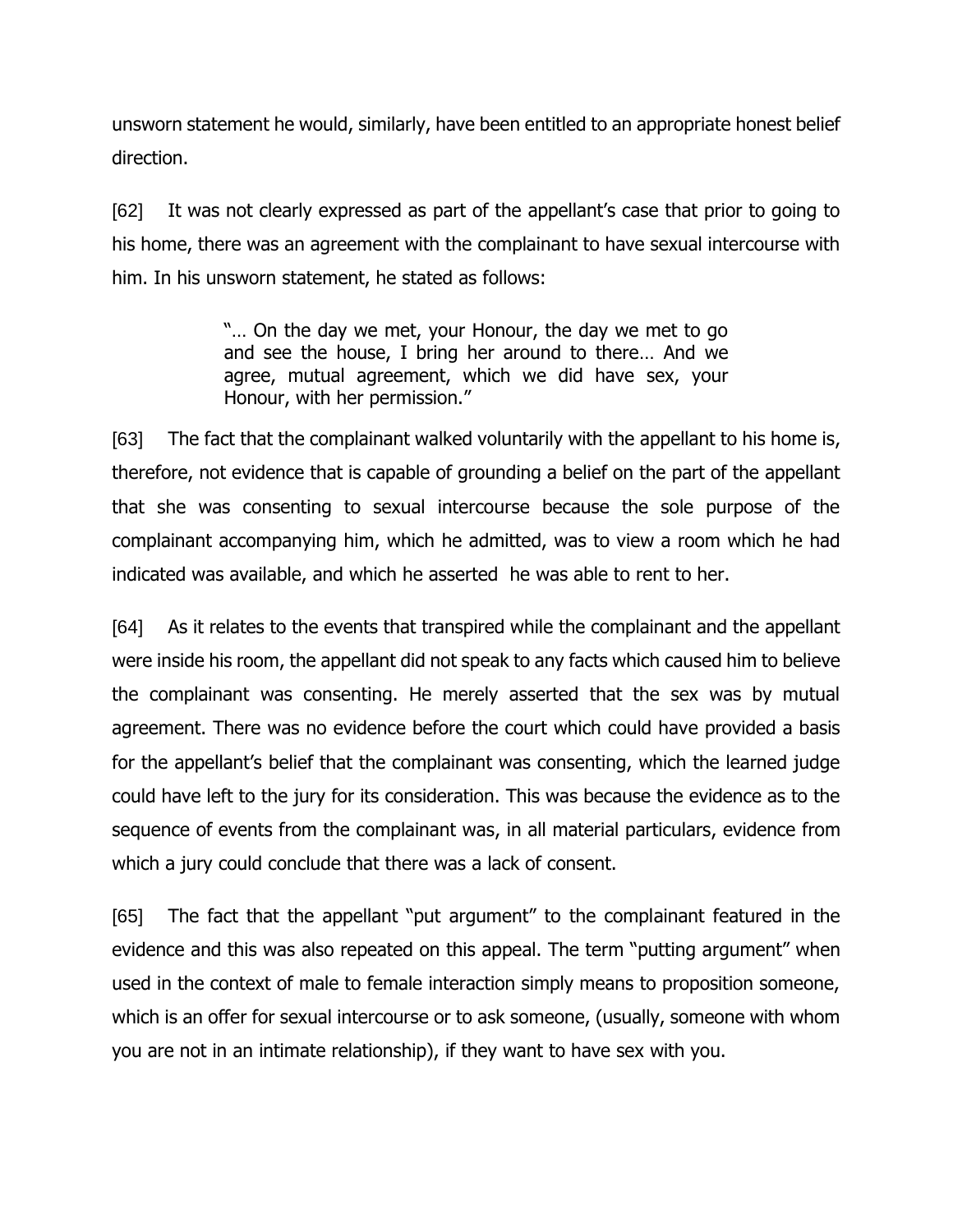unsworn statement he would, similarly, have been entitled to an appropriate honest belief direction.

[62] It was not clearly expressed as part of the appellant's case that prior to going to his home, there was an agreement with the complainant to have sexual intercourse with him. In his unsworn statement, he stated as follows:

> "… On the day we met, your Honour, the day we met to go and see the house, I bring her around to there… And we agree, mutual agreement, which we did have sex, your Honour, with her permission."

[63] The fact that the complainant walked voluntarily with the appellant to his home is, therefore, not evidence that is capable of grounding a belief on the part of the appellant that she was consenting to sexual intercourse because the sole purpose of the complainant accompanying him, which he admitted, was to view a room which he had indicated was available, and which he asserted he was able to rent to her.

[64] As it relates to the events that transpired while the complainant and the appellant were inside his room, the appellant did not speak to any facts which caused him to believe the complainant was consenting. He merely asserted that the sex was by mutual agreement. There was no evidence before the court which could have provided a basis for the appellant's belief that the complainant was consenting, which the learned judge could have left to the jury for its consideration. This was because the evidence as to the sequence of events from the complainant was, in all material particulars, evidence from which a jury could conclude that there was a lack of consent.

[65] The fact that the appellant "put argument" to the complainant featured in the evidence and this was also repeated on this appeal. The term "putting argument" when used in the context of male to female interaction simply means to proposition someone, which is an offer for sexual intercourse or to ask someone, (usually, someone with whom you are not in an intimate relationship), if they want to have sex with you.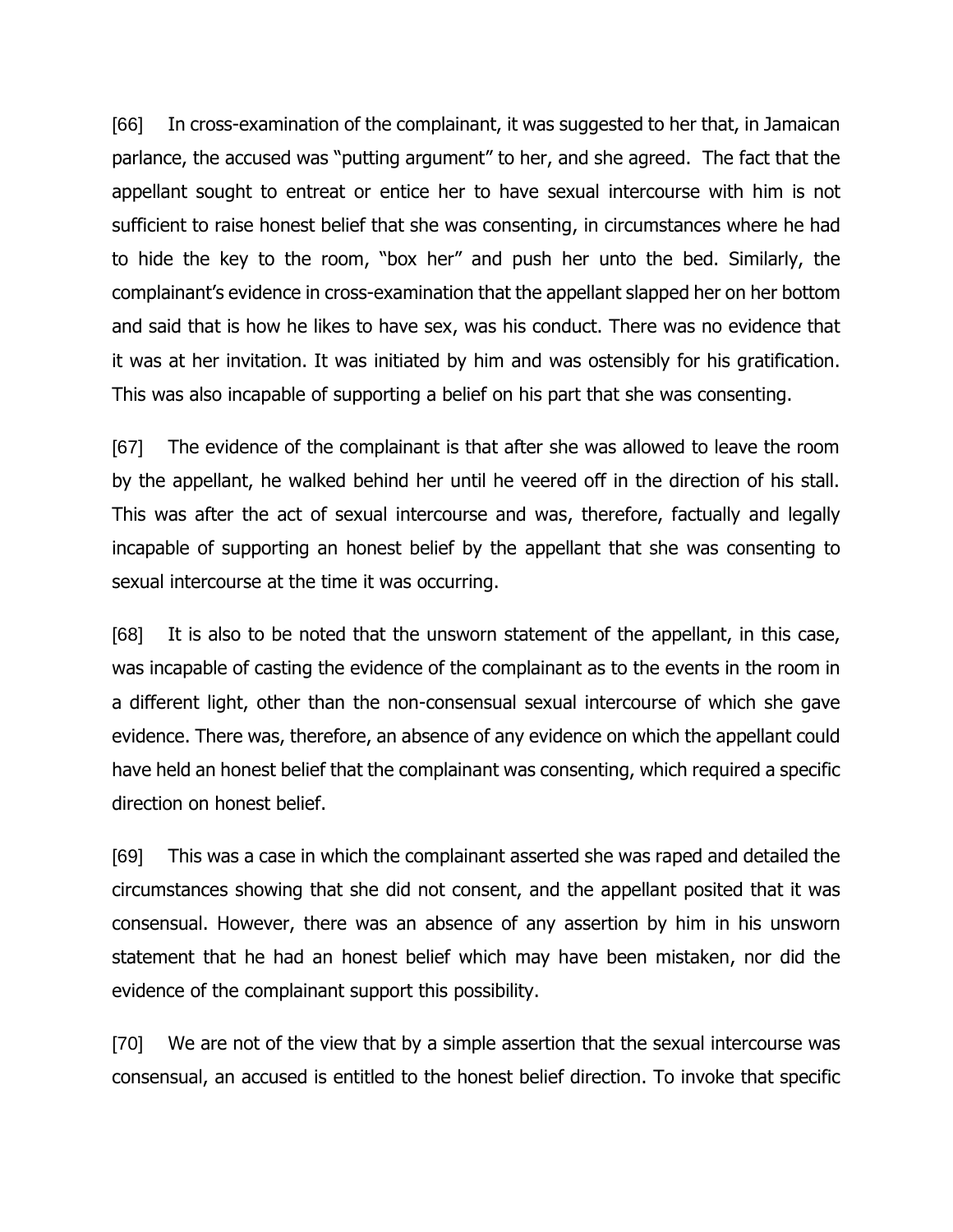[66] In cross-examination of the complainant, it was suggested to her that, in Jamaican parlance, the accused was "putting argument" to her, and she agreed. The fact that the appellant sought to entreat or entice her to have sexual intercourse with him is not sufficient to raise honest belief that she was consenting, in circumstances where he had to hide the key to the room, "box her" and push her unto the bed. Similarly, the complainant's evidence in cross-examination that the appellant slapped her on her bottom and said that is how he likes to have sex, was his conduct. There was no evidence that it was at her invitation. It was initiated by him and was ostensibly for his gratification. This was also incapable of supporting a belief on his part that she was consenting.

[67] The evidence of the complainant is that after she was allowed to leave the room by the appellant, he walked behind her until he veered off in the direction of his stall. This was after the act of sexual intercourse and was, therefore, factually and legally incapable of supporting an honest belief by the appellant that she was consenting to sexual intercourse at the time it was occurring.

[68] It is also to be noted that the unsworn statement of the appellant, in this case, was incapable of casting the evidence of the complainant as to the events in the room in a different light, other than the non-consensual sexual intercourse of which she gave evidence. There was, therefore, an absence of any evidence on which the appellant could have held an honest belief that the complainant was consenting, which required a specific direction on honest belief.

[69] This was a case in which the complainant asserted she was raped and detailed the circumstances showing that she did not consent, and the appellant posited that it was consensual. However, there was an absence of any assertion by him in his unsworn statement that he had an honest belief which may have been mistaken, nor did the evidence of the complainant support this possibility.

[70] We are not of the view that by a simple assertion that the sexual intercourse was consensual, an accused is entitled to the honest belief direction. To invoke that specific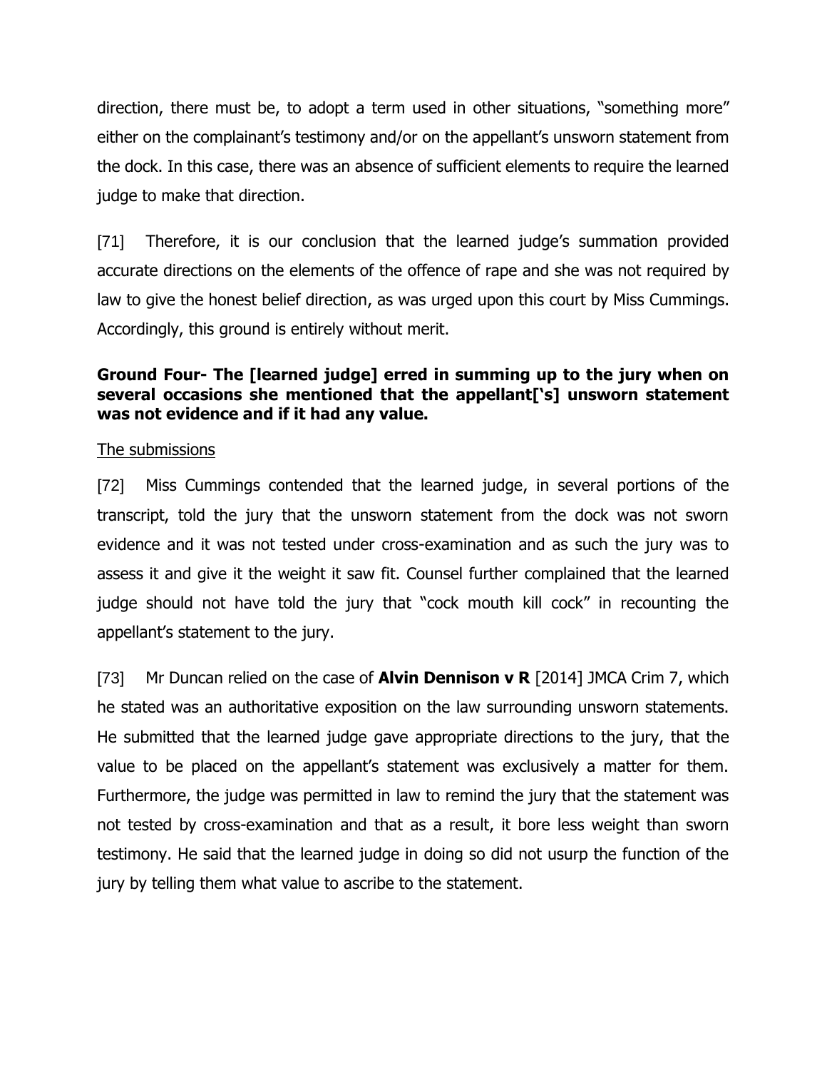direction, there must be, to adopt a term used in other situations, "something more" either on the complainant's testimony and/or on the appellant's unsworn statement from the dock. In this case, there was an absence of sufficient elements to require the learned judge to make that direction.

[71] Therefore, it is our conclusion that the learned judge's summation provided accurate directions on the elements of the offence of rape and she was not required by law to give the honest belief direction, as was urged upon this court by Miss Cummings. Accordingly, this ground is entirely without merit.

**Ground Four- The [learned judge] erred in summing up to the jury when on several occasions she mentioned that the appellant['s] unsworn statement was not evidence and if it had any value.**

The submissions

[72] Miss Cummings contended that the learned judge, in several portions of the transcript, told the jury that the unsworn statement from the dock was not sworn evidence and it was not tested under cross-examination and as such the jury was to assess it and give it the weight it saw fit. Counsel further complained that the learned judge should not have told the jury that "cock mouth kill cock" in recounting the appellant's statement to the jury.

[73] Mr Duncan relied on the case of **Alvin Dennison v R** [2014] JMCA Crim 7, which he stated was an authoritative exposition on the law surrounding unsworn statements. He submitted that the learned judge gave appropriate directions to the jury, that the value to be placed on the appellant's statement was exclusively a matter for them. Furthermore, the judge was permitted in law to remind the jury that the statement was not tested by cross-examination and that as a result, it bore less weight than sworn testimony. He said that the learned judge in doing so did not usurp the function of the jury by telling them what value to ascribe to the statement.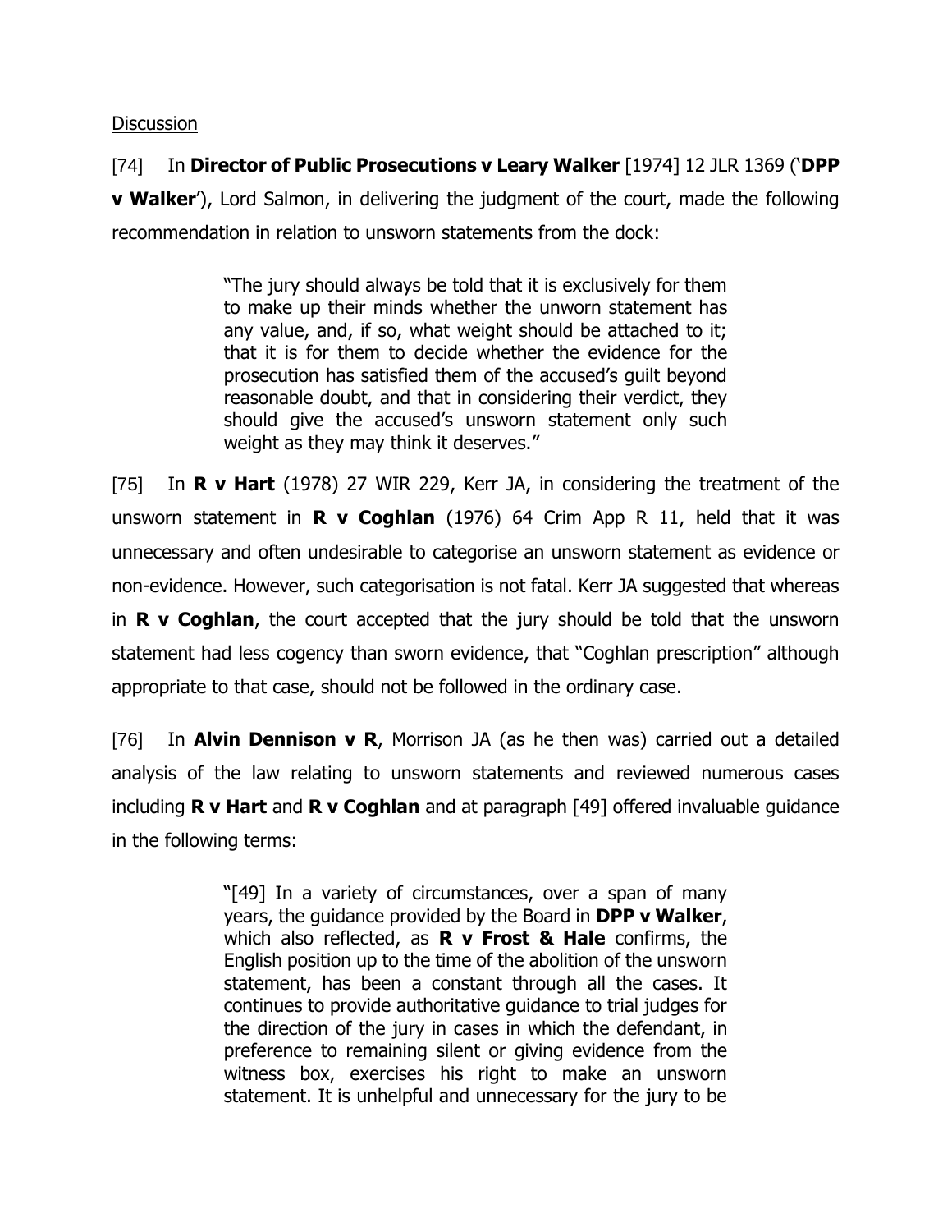<u>Discussion</u>

[74] In **Director of Public Prosecutions v Leary Walker** [1974] 12 JLR 1369 ('**DPP v Walker**'), Lord Salmon, in delivering the judgment of the court, made the following recommendation in relation to unsworn statements from the dock:

> "The jury should always be told that it is exclusively for them to make up their minds whether the unworn statement has any value, and, if so, what weight should be attached to it; that it is for them to decide whether the evidence for the prosecution has satisfied them of the accused's guilt beyond reasonable doubt, and that in considering their verdict, they should give the accused's unsworn statement only such weight as they may think it deserves."

[75] In **R v Hart** (1978) 27 WIR 229, Kerr JA, in considering the treatment of the unsworn statement in **R v Coghlan** (1976) 64 Crim App R 11, held that it was unnecessary and often undesirable to categorise an unsworn statement as evidence or non-evidence. However, such categorisation is not fatal. Kerr JA suggested that whereas in **R v Coghlan**, the court accepted that the jury should be told that the unsworn statement had less cogency than sworn evidence, that "Coghlan prescription" although appropriate to that case, should not be followed in the ordinary case.

[76] In **Alvin Dennison v R**, Morrison JA (as he then was) carried out a detailed analysis of the law relating to unsworn statements and reviewed numerous cases including **R v Hart** and **R v Coghlan** and at paragraph [49] offered invaluable guidance in the following terms:

> "[49] In a variety of circumstances, over a span of many years, the guidance provided by the Board in **DPP v Walker**, which also reflected, as **R v Frost & Hale** confirms, the English position up to the time of the abolition of the unsworn statement, has been a constant through all the cases. It continues to provide authoritative guidance to trial judges for the direction of the jury in cases in which the defendant, in preference to remaining silent or giving evidence from the witness box, exercises his right to make an unsworn statement. It is unhelpful and unnecessary for the jury to be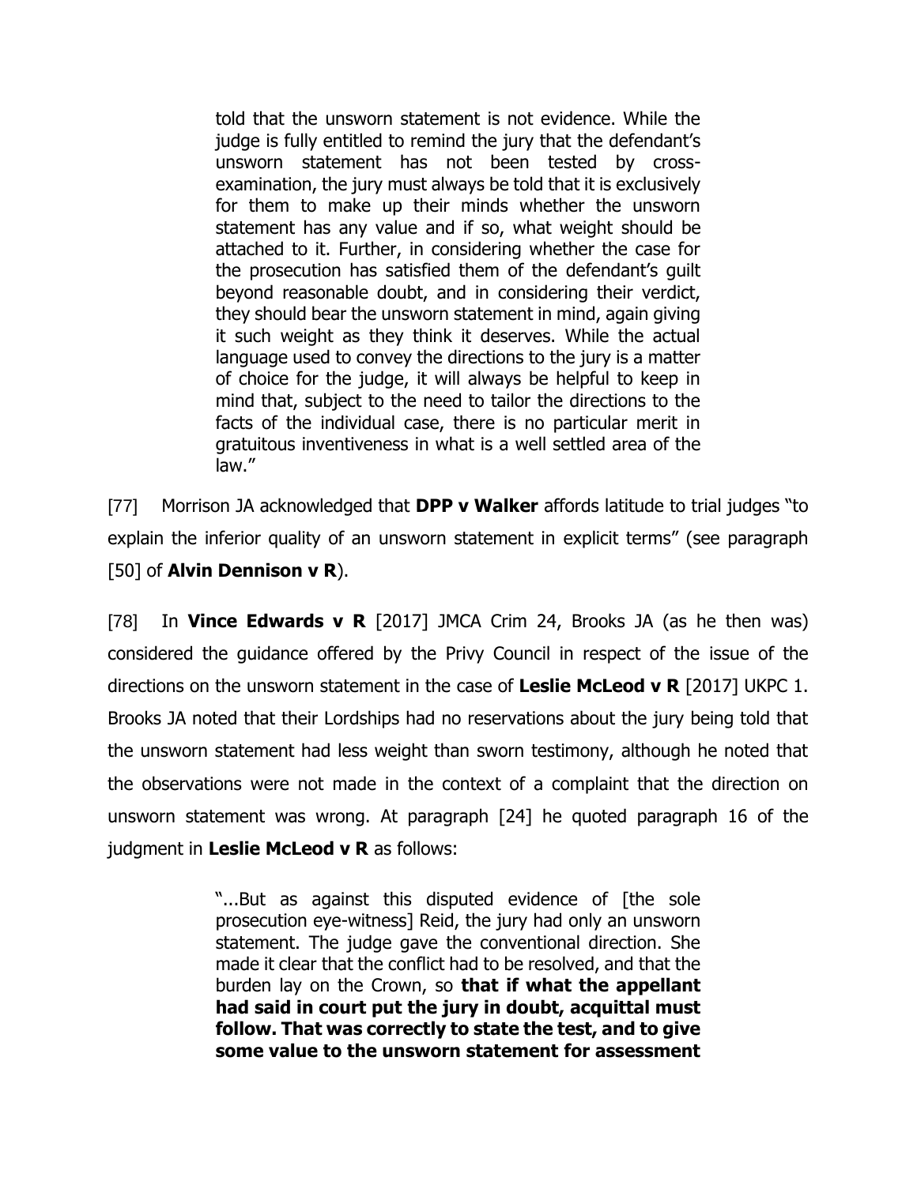> told that the unsworn statement is not evidence. While the judge is fully entitled to remind the jury that the defendant's unsworn statement has not been tested by cross-examination, the jury must always be told that it is exclusively for them to make up their minds whether the unsworn statement has any value and if so, what weight should be attached to it. Further, in considering whether the case for the prosecution has satisfied them of the defendant's guilt beyond reasonable doubt, and in considering their verdict, they should bear the unsworn statement in mind, again giving it such weight as they think it deserves. While the actual language used to convey the directions to the jury is a matter of choice for the judge, it will always be helpful to keep in mind that, subject to the need to tailor the directions to the facts of the individual case, there is no particular merit in gratuitous inventiveness in what is a well settled area of the law."

[77] Morrison JA acknowledged that **DPP v Walker** affords latitude to trial judges "to explain the inferior quality of an unsworn statement in explicit terms" (see paragraph [50] of **Alvin Dennison v R**).

[78] In **Vince Edwards v R** [2017] JMCA Crim 24, Brooks JA (as he then was) considered the guidance offered by the Privy Council in respect of the issue of the directions on the unsworn statement in the case of **Leslie McLeod v R** [2017] UKPC 1. Brooks JA noted that their Lordships had no reservations about the jury being told that the unsworn statement had less weight than sworn testimony, although he noted that the observations were not made in the context of a complaint that the direction on unsworn statement was wrong. At paragraph [24] he quoted paragraph 16 of the judgment in **Leslie McLeod v R** as follows:

> "...But as against this disputed evidence of [the sole prosecution eye-witness] Reid, the jury had only an unsworn statement. The judge gave the conventional direction. She made it clear that the conflict had to be resolved, and that the burden lay on the Crown, so **that if what the appellant had said in court put the jury in doubt, acquittal must follow. That was correctly to state the test, and to give some value to the unsworn statement for assessment**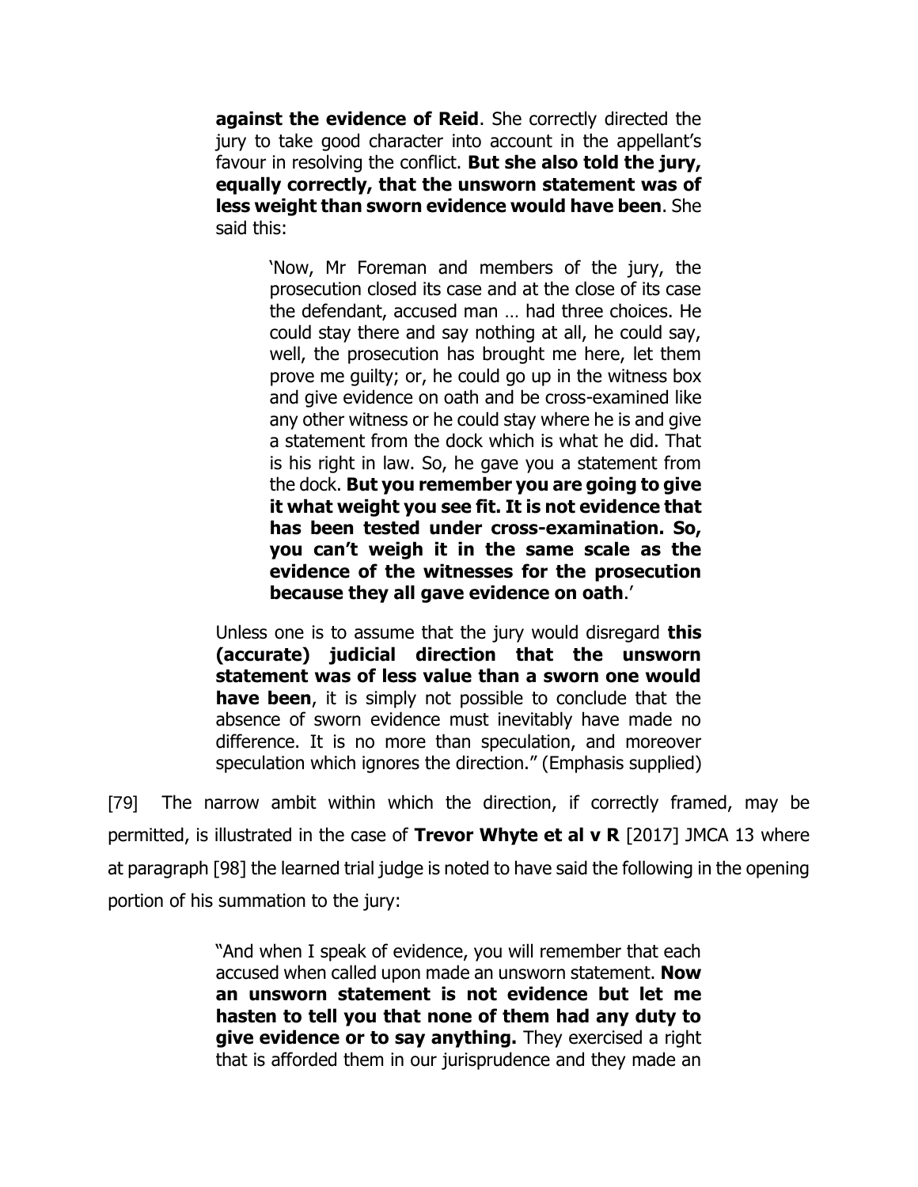**against the evidence of Reid**. She correctly directed the jury to take good character into account in the appellant's favour in resolving the conflict. **But she also told the jury, equally correctly, that the unsworn statement was of less weight than sworn evidence would have been**. She said this:

> 'Now, Mr Foreman and members of the jury, the prosecution closed its case and at the close of its case the defendant, accused man … had three choices. He could stay there and say nothing at all, he could say, well, the prosecution has brought me here, let them prove me guilty; or, he could go up in the witness box and give evidence on oath and be cross-examined like any other witness or he could stay where he is and give a statement from the dock which is what he did. That is his right in law. So, he gave you a statement from the dock. **But you remember you are going to give it what weight you see fit. It is not evidence that has been tested under cross-examination. So, you can't weigh it in the same scale as the evidence of the witnesses for the prosecution because they all gave evidence on oath**.'

Unless one is to assume that the jury would disregard **this (accurate) judicial direction that the unsworn statement was of less value than a sworn one would have been**, it is simply not possible to conclude that the absence of sworn evidence must inevitably have made no difference. It is no more than speculation, and moreover speculation which ignores the direction." (Emphasis supplied)

[79] The narrow ambit within which the direction, if correctly framed, may be permitted, is illustrated in the case of **Trevor Whyte et al v R** [2017] JMCA 13 where at paragraph [98] the learned trial judge is noted to have said the following in the opening portion of his summation to the jury:

> "And when I speak of evidence, you will remember that each accused when called upon made an unsworn statement. **Now an unsworn statement is not evidence but let me hasten to tell you that none of them had any duty to give evidence or to say anything.** They exercised a right that is afforded them in our jurisprudence and they made an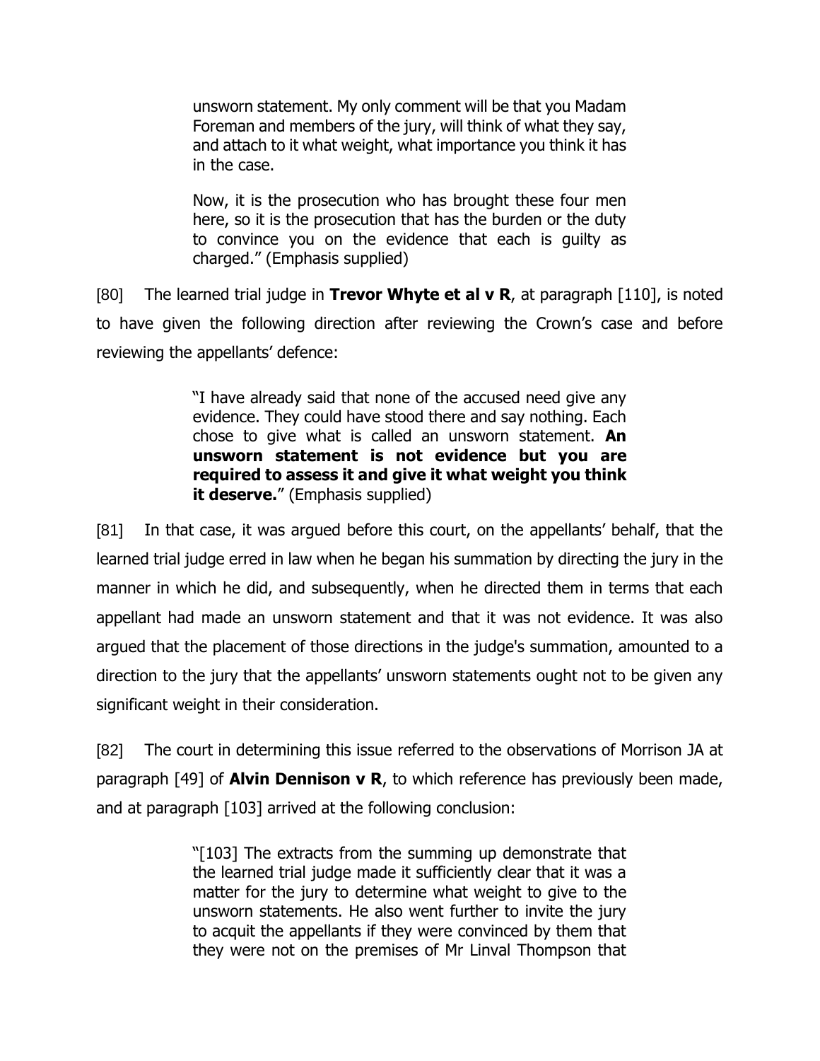> unsworn statement. My only comment will be that you Madam Foreman and members of the jury, will think of what they say, and attach to it what weight, what importance you think it has in the case.
>
> Now, it is the prosecution who has brought these four men here, so it is the prosecution that has the burden or the duty to convince you on the evidence that each is guilty as charged." (Emphasis supplied)

[80] The learned trial judge in **Trevor Whyte et al v R**, at paragraph [110], is noted to have given the following direction after reviewing the Crown's case and before reviewing the appellants' defence:

> "I have already said that none of the accused need give any evidence. They could have stood there and say nothing. Each chose to give what is called an unsworn statement. **An unsworn statement is not evidence but you are required to assess it and give it what weight you think it deserve.**" (Emphasis supplied)

[81] In that case, it was argued before this court, on the appellants' behalf, that the learned trial judge erred in law when he began his summation by directing the jury in the manner in which he did, and subsequently, when he directed them in terms that each appellant had made an unsworn statement and that it was not evidence. It was also argued that the placement of those directions in the judge's summation, amounted to a direction to the jury that the appellants' unsworn statements ought not to be given any significant weight in their consideration.

[82] The court in determining this issue referred to the observations of Morrison JA at paragraph [49] of **Alvin Dennison v R**, to which reference has previously been made, and at paragraph [103] arrived at the following conclusion:

> "[103] The extracts from the summing up demonstrate that the learned trial judge made it sufficiently clear that it was a matter for the jury to determine what weight to give to the unsworn statements. He also went further to invite the jury to acquit the appellants if they were convinced by them that they were not on the premises of Mr Linval Thompson that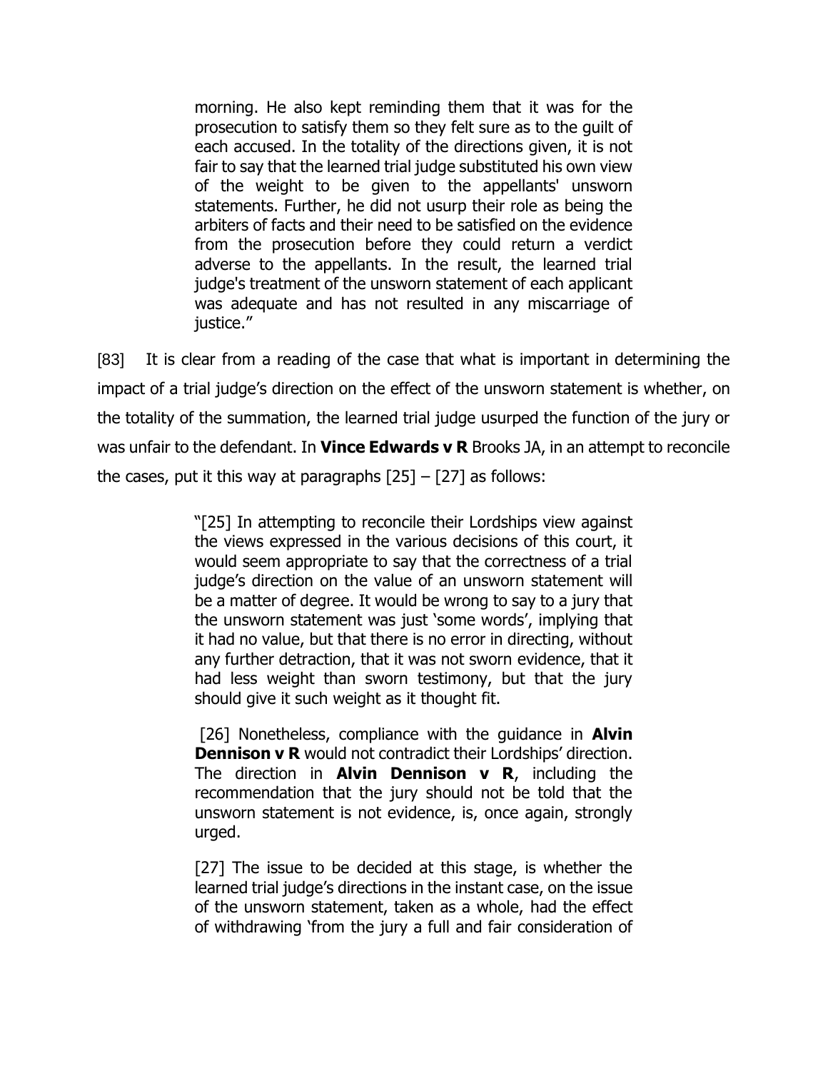morning. He also kept reminding them that it was for the prosecution to satisfy them so they felt sure as to the guilt of each accused. In the totality of the directions given, it is not fair to say that the learned trial judge substituted his own view of the weight to be given to the appellants' unsworn statements. Further, he did not usurp their role as being the arbiters of facts and their need to be satisfied on the evidence from the prosecution before they could return a verdict adverse to the appellants. In the result, the learned trial judge's treatment of the unsworn statement of each applicant was adequate and has not resulted in any miscarriage of justice."

[83] It is clear from a reading of the case that what is important in determining the impact of a trial judge's direction on the effect of the unsworn statement is whether, on the totality of the summation, the learned trial judge usurped the function of the jury or was unfair to the defendant. In **Vince Edwards v R** Brooks JA, in an attempt to reconcile the cases, put it this way at paragraphs [25] – [27] as follows:

> "[25] In attempting to reconcile their Lordships view against the views expressed in the various decisions of this court, it would seem appropriate to say that the correctness of a trial judge's direction on the value of an unsworn statement will be a matter of degree. It would be wrong to say to a jury that the unsworn statement was just 'some words', implying that it had no value, but that there is no error in directing, without any further detraction, that it was not sworn evidence, that it had less weight than sworn testimony, but that the jury should give it such weight as it thought fit.
>
> [26] Nonetheless, compliance with the guidance in **Alvin Dennison v R** would not contradict their Lordships' direction. The direction in **Alvin Dennison v R**, including the recommendation that the jury should not be told that the unsworn statement is not evidence, is, once again, strongly urged.
>
> [27] The issue to be decided at this stage, is whether the learned trial judge's directions in the instant case, on the issue of the unsworn statement, taken as a whole, had the effect of withdrawing 'from the jury a full and fair consideration of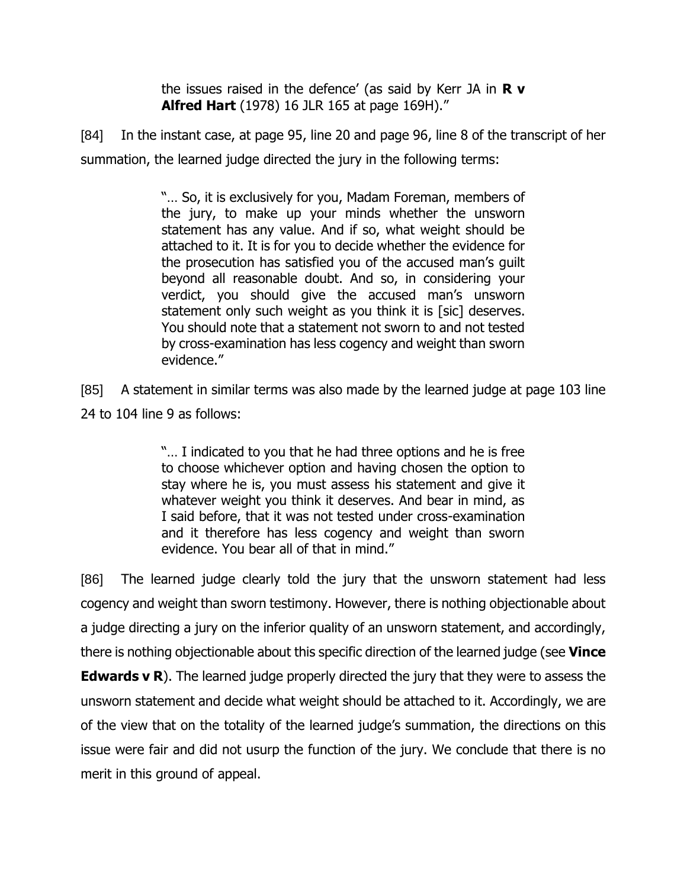> the issues raised in the defence' (as said by Kerr JA in **R v Alfred Hart** (1978) 16 JLR 165 at page 169H)."

[84] In the instant case, at page 95, line 20 and page 96, line 8 of the transcript of her summation, the learned judge directed the jury in the following terms:

> "… So, it is exclusively for you, Madam Foreman, members of the jury, to make up your minds whether the unsworn statement has any value. And if so, what weight should be attached to it. It is for you to decide whether the evidence for the prosecution has satisfied you of the accused man's guilt beyond all reasonable doubt. And so, in considering your verdict, you should give the accused man's unsworn statement only such weight as you think it is [sic] deserves. You should note that a statement not sworn to and not tested by cross-examination has less cogency and weight than sworn evidence."

[85] A statement in similar terms was also made by the learned judge at page 103 line 24 to 104 line 9 as follows:

> "… I indicated to you that he had three options and he is free to choose whichever option and having chosen the option to stay where he is, you must assess his statement and give it whatever weight you think it deserves. And bear in mind, as I said before, that it was not tested under cross-examination and it therefore has less cogency and weight than sworn evidence. You bear all of that in mind."

[86] The learned judge clearly told the jury that the unsworn statement had less cogency and weight than sworn testimony. However, there is nothing objectionable about a judge directing a jury on the inferior quality of an unsworn statement, and accordingly, there is nothing objectionable about this specific direction of the learned judge (see **Vince Edwards v R**). The learned judge properly directed the jury that they were to assess the unsworn statement and decide what weight should be attached to it. Accordingly, we are of the view that on the totality of the learned judge's summation, the directions on this issue were fair and did not usurp the function of the jury. We conclude that there is no merit in this ground of appeal.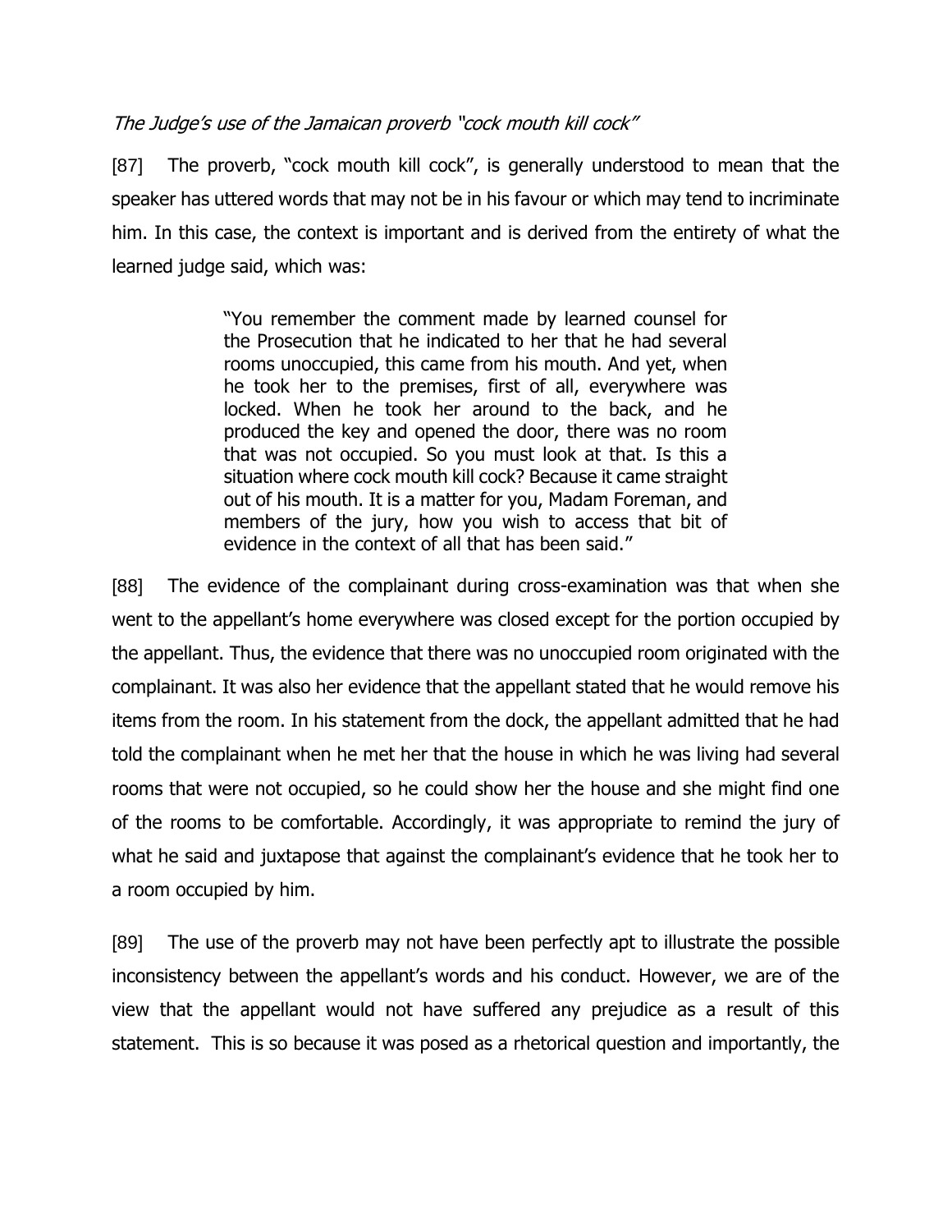*The Judge's use of the Jamaican proverb "cock mouth kill cock"*

[87] The proverb, "cock mouth kill cock", is generally understood to mean that the speaker has uttered words that may not be in his favour or which may tend to incriminate him. In this case, the context is important and is derived from the entirety of what the learned judge said, which was:

> "You remember the comment made by learned counsel for the Prosecution that he indicated to her that he had several rooms unoccupied, this came from his mouth. And yet, when he took her to the premises, first of all, everywhere was locked. When he took her around to the back, and he produced the key and opened the door, there was no room that was not occupied. So you must look at that. Is this a situation where cock mouth kill cock? Because it came straight out of his mouth. It is a matter for you, Madam Foreman, and members of the jury, how you wish to access that bit of evidence in the context of all that has been said."

[88] The evidence of the complainant during cross-examination was that when she went to the appellant's home everywhere was closed except for the portion occupied by the appellant. Thus, the evidence that there was no unoccupied room originated with the complainant. It was also her evidence that the appellant stated that he would remove his items from the room. In his statement from the dock, the appellant admitted that he had told the complainant when he met her that the house in which he was living had several rooms that were not occupied, so he could show her the house and she might find one of the rooms to be comfortable. Accordingly, it was appropriate to remind the jury of what he said and juxtapose that against the complainant's evidence that he took her to a room occupied by him.

[89] The use of the proverb may not have been perfectly apt to illustrate the possible inconsistency between the appellant's words and his conduct. However, we are of the view that the appellant would not have suffered any prejudice as a result of this statement. This is so because it was posed as a rhetorical question and importantly, the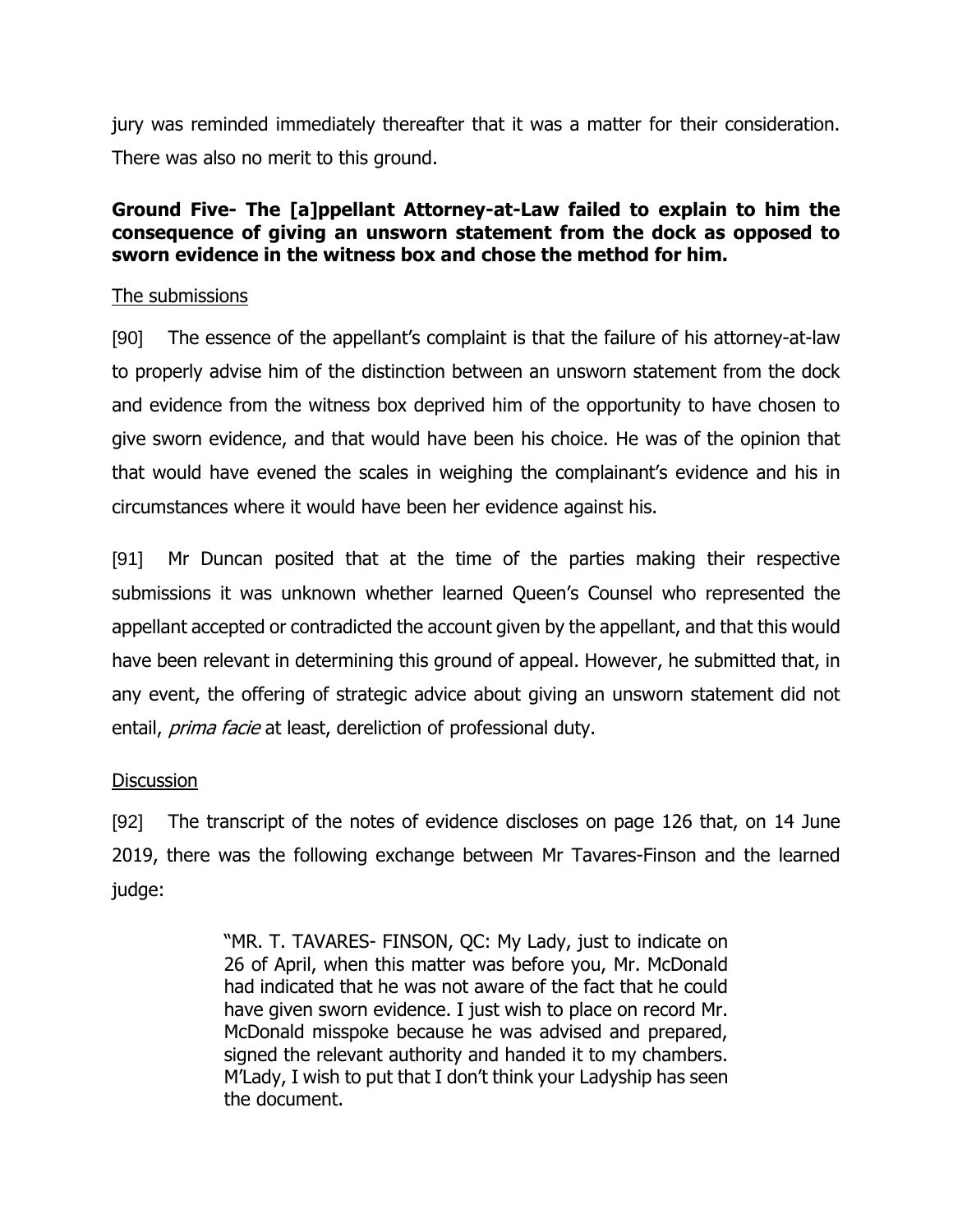jury was reminded immediately thereafter that it was a matter for their consideration. There was also no merit to this ground.

**Ground Five- The [a]ppellant Attorney-at-Law failed to explain to him the consequence of giving an unsworn statement from the dock as opposed to sworn evidence in the witness box and chose the method for him.**

The submissions

[90] The essence of the appellant's complaint is that the failure of his attorney-at-law to properly advise him of the distinction between an unsworn statement from the dock and evidence from the witness box deprived him of the opportunity to have chosen to give sworn evidence, and that would have been his choice. He was of the opinion that that would have evened the scales in weighing the complainant's evidence and his in circumstances where it would have been her evidence against his.

[91] Mr Duncan posited that at the time of the parties making their respective submissions it was unknown whether learned Queen's Counsel who represented the appellant accepted or contradicted the account given by the appellant, and that this would have been relevant in determining this ground of appeal. However, he submitted that, in any event, the offering of strategic advice about giving an unsworn statement did not entail, *prima facie* at least, dereliction of professional duty.

Discussion

[92] The transcript of the notes of evidence discloses on page 126 that, on 14 June 2019, there was the following exchange between Mr Tavares-Finson and the learned judge:

> "MR. T. TAVARES- FINSON, QC: My Lady, just to indicate on 26 of April, when this matter was before you, Mr. McDonald had indicated that he was not aware of the fact that he could have given sworn evidence. I just wish to place on record Mr. McDonald misspoke because he was advised and prepared, signed the relevant authority and handed it to my chambers. M'Lady, I wish to put that I don't think your Ladyship has seen the document.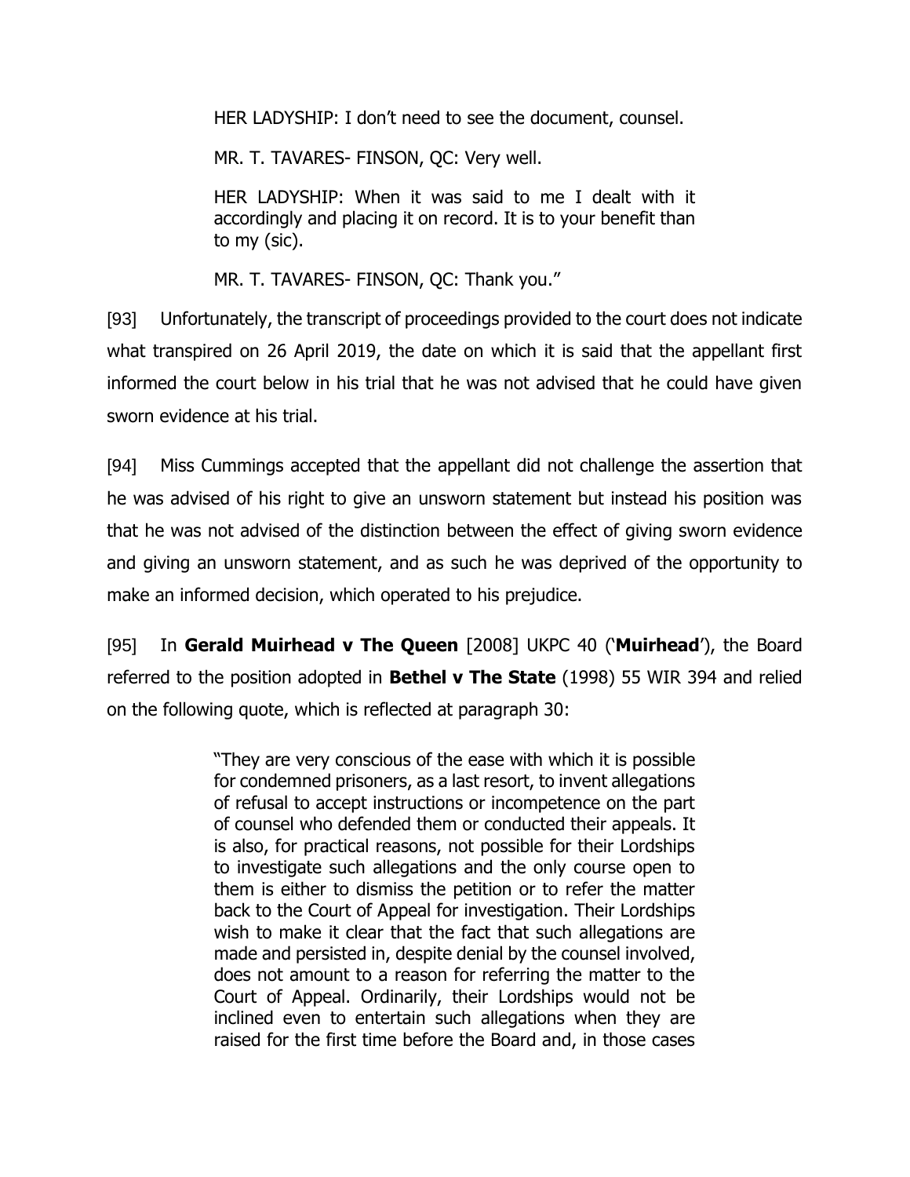> HER LADYSHIP: I don't need to see the document, counsel.
>
> MR. T. TAVARES- FINSON, QC: Very well.
>
> HER LADYSHIP: When it was said to me I dealt with it accordingly and placing it on record. It is to your benefit than to my (sic).
>
> MR. T. TAVARES- FINSON, QC: Thank you."

[93] Unfortunately, the transcript of proceedings provided to the court does not indicate what transpired on 26 April 2019, the date on which it is said that the appellant first informed the court below in his trial that he was not advised that he could have given sworn evidence at his trial.

[94] Miss Cummings accepted that the appellant did not challenge the assertion that he was advised of his right to give an unsworn statement but instead his position was that he was not advised of the distinction between the effect of giving sworn evidence and giving an unsworn statement, and as such he was deprived of the opportunity to make an informed decision, which operated to his prejudice.

[95] In **Gerald Muirhead v The Queen** [2008] UKPC 40 ('**Muirhead**'), the Board referred to the position adopted in **Bethel v The State** (1998) 55 WIR 394 and relied on the following quote, which is reflected at paragraph 30:

> "They are very conscious of the ease with which it is possible for condemned prisoners, as a last resort, to invent allegations of refusal to accept instructions or incompetence on the part of counsel who defended them or conducted their appeals. It is also, for practical reasons, not possible for their Lordships to investigate such allegations and the only course open to them is either to dismiss the petition or to refer the matter back to the Court of Appeal for investigation. Their Lordships wish to make it clear that the fact that such allegations are made and persisted in, despite denial by the counsel involved, does not amount to a reason for referring the matter to the Court of Appeal. Ordinarily, their Lordships would not be inclined even to entertain such allegations when they are raised for the first time before the Board and, in those cases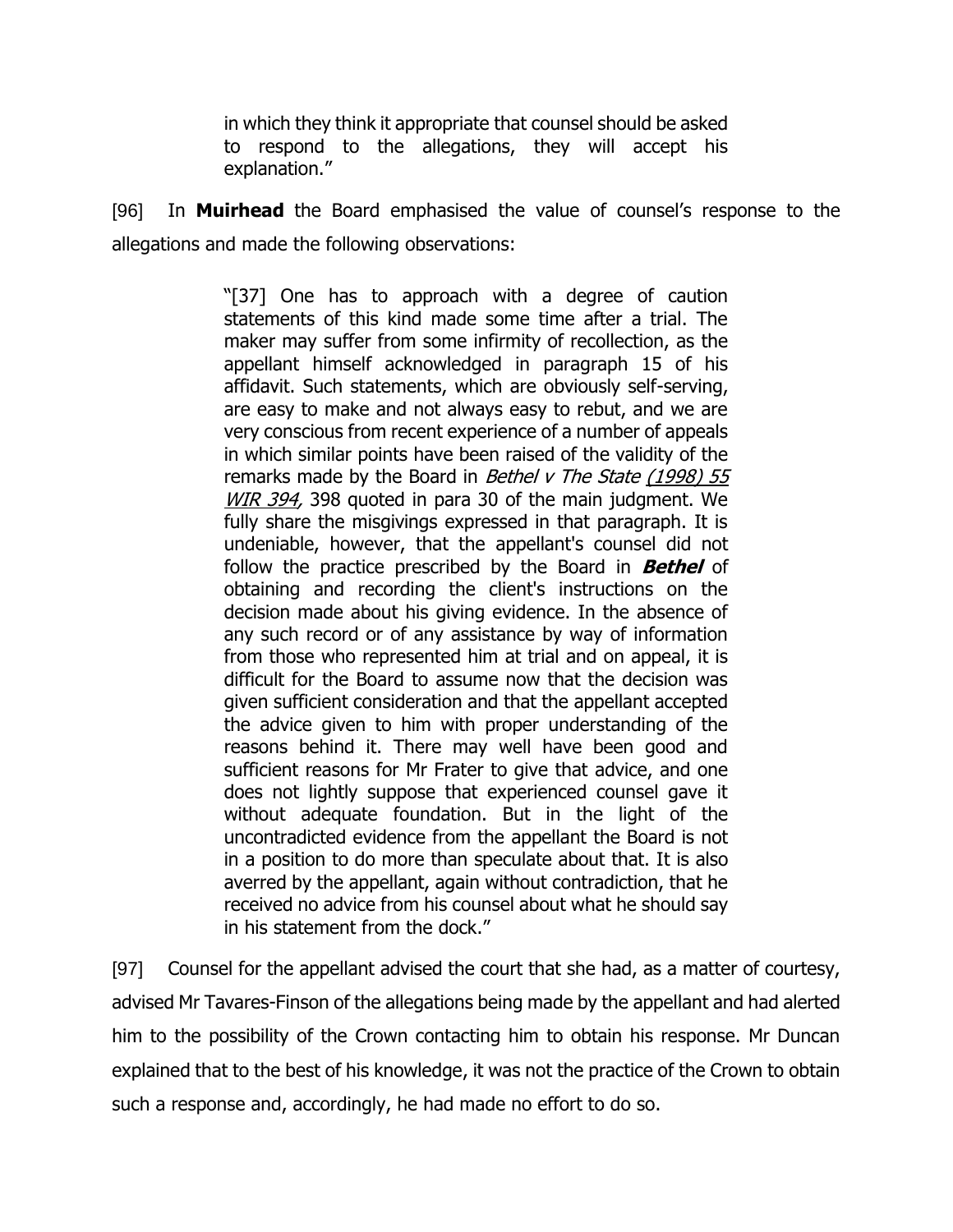> in which they think it appropriate that counsel should be asked to respond to the allegations, they will accept his explanation."

[96] In **Muirhead** the Board emphasised the value of counsel's response to the allegations and made the following observations:

> "[37] One has to approach with a degree of caution statements of this kind made some time after a trial. The maker may suffer from some infirmity of recollection, as the appellant himself acknowledged in paragraph 15 of his affidavit. Such statements, which are obviously self-serving, are easy to make and not always easy to rebut, and we are very conscious from recent experience of a number of appeals in which similar points have been raised of the validity of the remarks made by the Board in *Bethel v The State* (1998) 55 WIR 394, 398 quoted in para 30 of the main judgment. We fully share the misgivings expressed in that paragraph. It is undeniable, however, that the appellant's counsel did not follow the practice prescribed by the Board in ***Bethel*** of obtaining and recording the client's instructions on the decision made about his giving evidence. In the absence of any such record or of any assistance by way of information from those who represented him at trial and on appeal, it is difficult for the Board to assume now that the decision was given sufficient consideration and that the appellant accepted the advice given to him with proper understanding of the reasons behind it. There may well have been good and sufficient reasons for Mr Frater to give that advice, and one does not lightly suppose that experienced counsel gave it without adequate foundation. But in the light of the uncontradicted evidence from the appellant the Board is not in a position to do more than speculate about that. It is also averred by the appellant, again without contradiction, that he received no advice from his counsel about what he should say in his statement from the dock."

[97] Counsel for the appellant advised the court that she had, as a matter of courtesy, advised Mr Tavares-Finson of the allegations being made by the appellant and had alerted him to the possibility of the Crown contacting him to obtain his response. Mr Duncan explained that to the best of his knowledge, it was not the practice of the Crown to obtain such a response and, accordingly, he had made no effort to do so.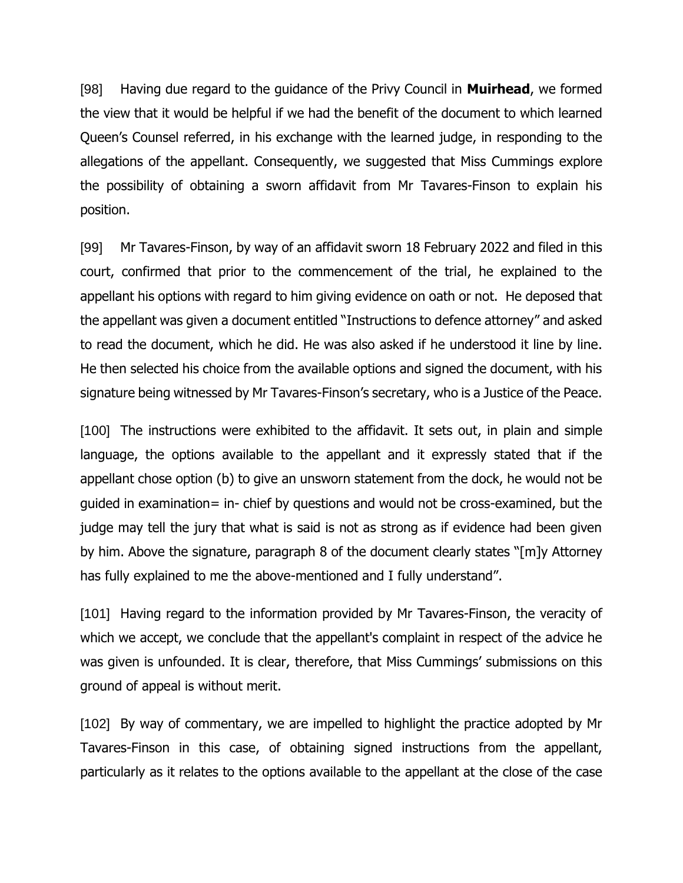[98] Having due regard to the guidance of the Privy Council in **Muirhead**, we formed the view that it would be helpful if we had the benefit of the document to which learned Queen's Counsel referred, in his exchange with the learned judge, in responding to the allegations of the appellant. Consequently, we suggested that Miss Cummings explore the possibility of obtaining a sworn affidavit from Mr Tavares-Finson to explain his position.

[99] Mr Tavares-Finson, by way of an affidavit sworn 18 February 2022 and filed in this court, confirmed that prior to the commencement of the trial, he explained to the appellant his options with regard to him giving evidence on oath or not. He deposed that the appellant was given a document entitled "Instructions to defence attorney" and asked to read the document, which he did. He was also asked if he understood it line by line. He then selected his choice from the available options and signed the document, with his signature being witnessed by Mr Tavares-Finson's secretary, who is a Justice of the Peace.

[100] The instructions were exhibited to the affidavit. It sets out, in plain and simple language, the options available to the appellant and it expressly stated that if the appellant chose option (b) to give an unsworn statement from the dock, he would not be guided in examination= in- chief by questions and would not be cross-examined, but the judge may tell the jury that what is said is not as strong as if evidence had been given by him. Above the signature, paragraph 8 of the document clearly states "[m]y Attorney has fully explained to me the above-mentioned and I fully understand".

[101] Having regard to the information provided by Mr Tavares-Finson, the veracity of which we accept, we conclude that the appellant's complaint in respect of the advice he was given is unfounded. It is clear, therefore, that Miss Cummings' submissions on this ground of appeal is without merit.

[102] By way of commentary, we are impelled to highlight the practice adopted by Mr Tavares-Finson in this case, of obtaining signed instructions from the appellant, particularly as it relates to the options available to the appellant at the close of the case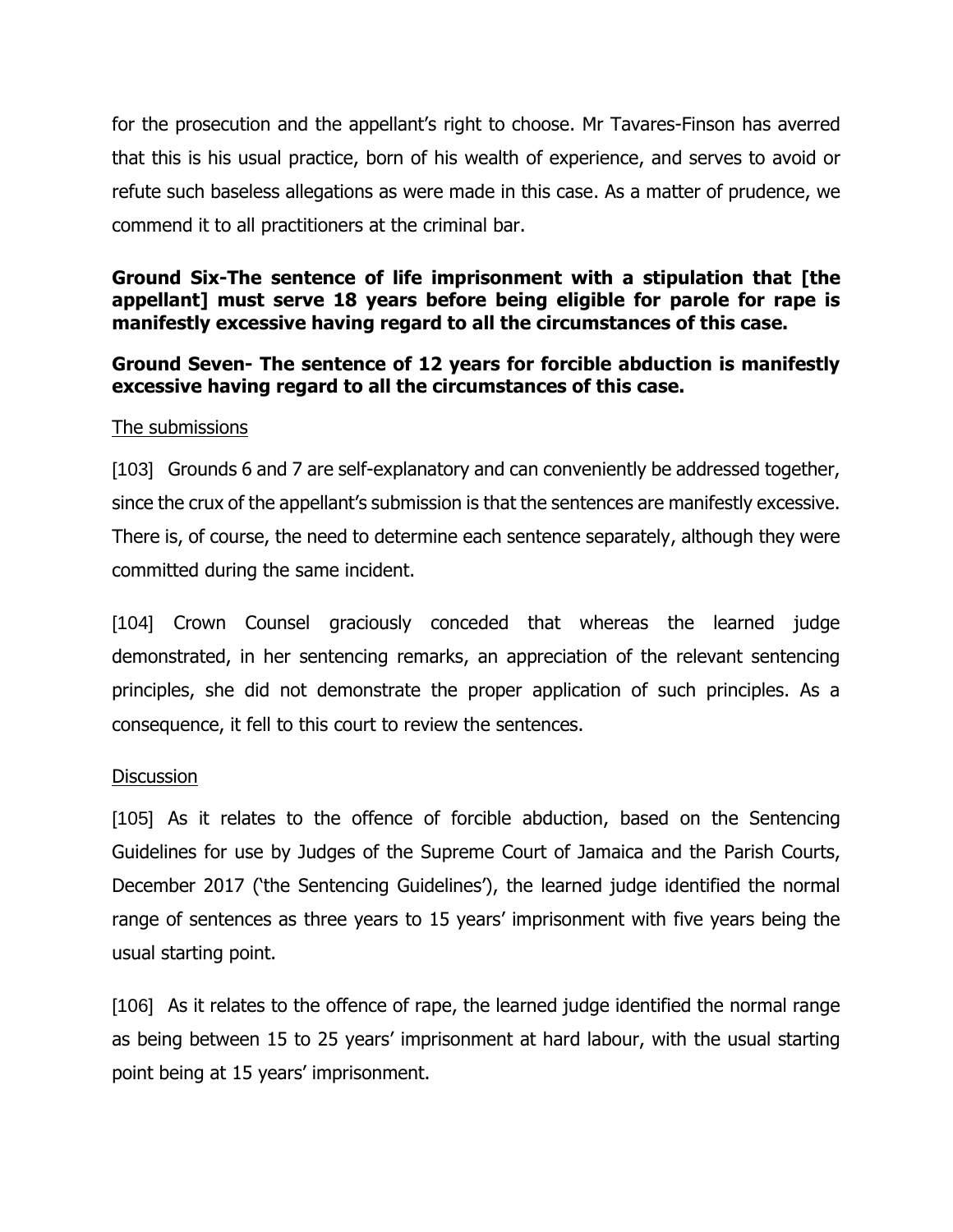for the prosecution and the appellant's right to choose. Mr Tavares-Finson has averred that this is his usual practice, born of his wealth of experience, and serves to avoid or refute such baseless allegations as were made in this case. As a matter of prudence, we commend it to all practitioners at the criminal bar.

**Ground Six-The sentence of life imprisonment with a stipulation that [the appellant] must serve 18 years before being eligible for parole for rape is manifestly excessive having regard to all the circumstances of this case.**

**Ground Seven- The sentence of 12 years for forcible abduction is manifestly excessive having regard to all the circumstances of this case.**

<u>The submissions</u>

[103] Grounds 6 and 7 are self-explanatory and can conveniently be addressed together, since the crux of the appellant's submission is that the sentences are manifestly excessive. There is, of course, the need to determine each sentence separately, although they were committed during the same incident.

[104] Crown Counsel graciously conceded that whereas the learned judge demonstrated, in her sentencing remarks, an appreciation of the relevant sentencing principles, she did not demonstrate the proper application of such principles. As a consequence, it fell to this court to review the sentences.

<u>Discussion</u>

[105] As it relates to the offence of forcible abduction, based on the Sentencing Guidelines for use by Judges of the Supreme Court of Jamaica and the Parish Courts, December 2017 ('the Sentencing Guidelines'), the learned judge identified the normal range of sentences as three years to 15 years' imprisonment with five years being the usual starting point.

[106] As it relates to the offence of rape, the learned judge identified the normal range as being between 15 to 25 years' imprisonment at hard labour, with the usual starting point being at 15 years' imprisonment.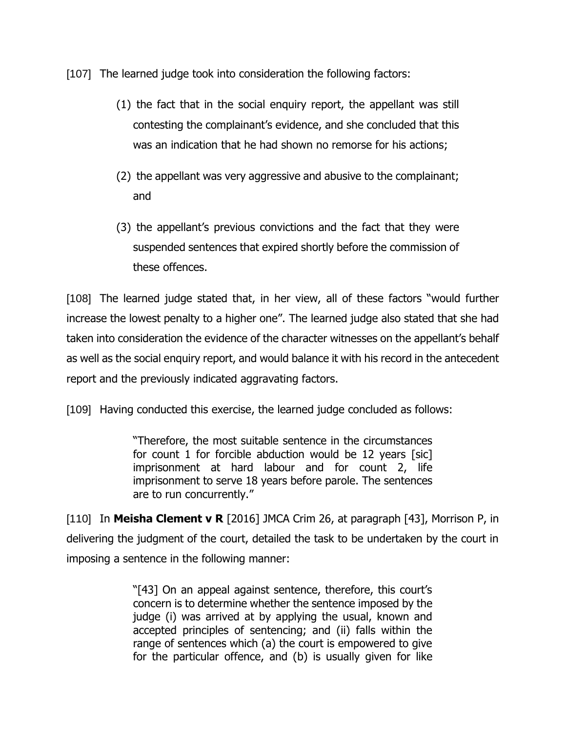[107] The learned judge took into consideration the following factors:

> (1) the fact that in the social enquiry report, the appellant was still contesting the complainant's evidence, and she concluded that this was an indication that he had shown no remorse for his actions;
>
> (2) the appellant was very aggressive and abusive to the complainant; and
>
> (3) the appellant's previous convictions and the fact that they were suspended sentences that expired shortly before the commission of these offences.

[108] The learned judge stated that, in her view, all of these factors "would further increase the lowest penalty to a higher one". The learned judge also stated that she had taken into consideration the evidence of the character witnesses on the appellant's behalf as well as the social enquiry report, and would balance it with his record in the antecedent report and the previously indicated aggravating factors.

[109] Having conducted this exercise, the learned judge concluded as follows:

> "Therefore, the most suitable sentence in the circumstances for count 1 for forcible abduction would be 12 years [sic] imprisonment at hard labour and for count 2, life imprisonment to serve 18 years before parole. The sentences are to run concurrently."

[110] In **Meisha Clement v R** [2016] JMCA Crim 26, at paragraph [43], Morrison P, in delivering the judgment of the court, detailed the task to be undertaken by the court in imposing a sentence in the following manner:

> "[43] On an appeal against sentence, therefore, this court's concern is to determine whether the sentence imposed by the judge (i) was arrived at by applying the usual, known and accepted principles of sentencing; and (ii) falls within the range of sentences which (a) the court is empowered to give for the particular offence, and (b) is usually given for like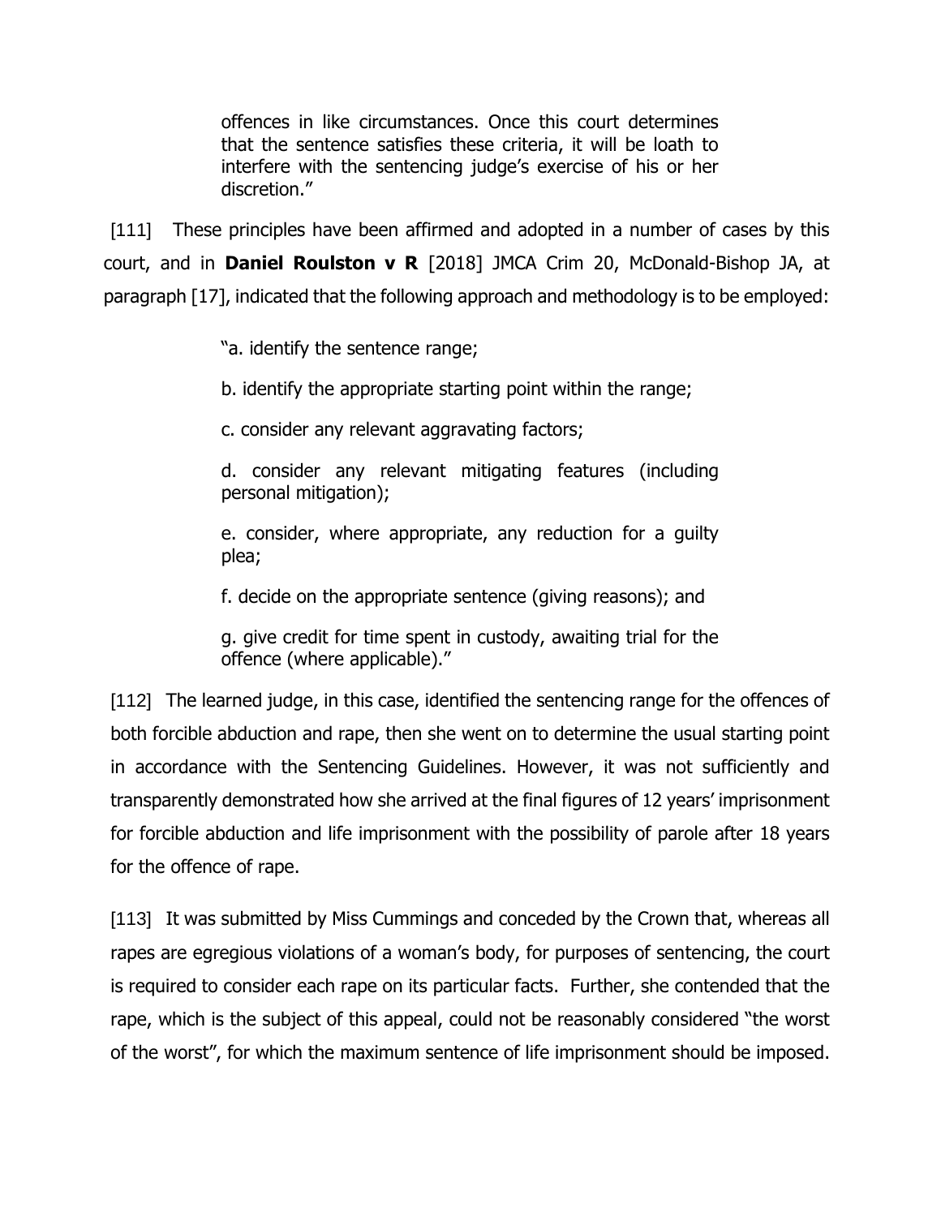> offences in like circumstances. Once this court determines that the sentence satisfies these criteria, it will be loath to interfere with the sentencing judge's exercise of his or her discretion."

[111] These principles have been affirmed and adopted in a number of cases by this court, and in **Daniel Roulston v R** [2018] JMCA Crim 20, McDonald-Bishop JA, at paragraph [17], indicated that the following approach and methodology is to be employed:

> "a. identify the sentence range;
>
> b. identify the appropriate starting point within the range;
>
> c. consider any relevant aggravating factors;
>
> d. consider any relevant mitigating features (including personal mitigation);
>
> e. consider, where appropriate, any reduction for a guilty plea;
>
> f. decide on the appropriate sentence (giving reasons); and
>
> g. give credit for time spent in custody, awaiting trial for the offence (where applicable)."

[112] The learned judge, in this case, identified the sentencing range for the offences of both forcible abduction and rape, then she went on to determine the usual starting point in accordance with the Sentencing Guidelines. However, it was not sufficiently and transparently demonstrated how she arrived at the final figures of 12 years' imprisonment for forcible abduction and life imprisonment with the possibility of parole after 18 years for the offence of rape.

[113] It was submitted by Miss Cummings and conceded by the Crown that, whereas all rapes are egregious violations of a woman's body, for purposes of sentencing, the court is required to consider each rape on its particular facts. Further, she contended that the rape, which is the subject of this appeal, could not be reasonably considered "the worst of the worst", for which the maximum sentence of life imprisonment should be imposed.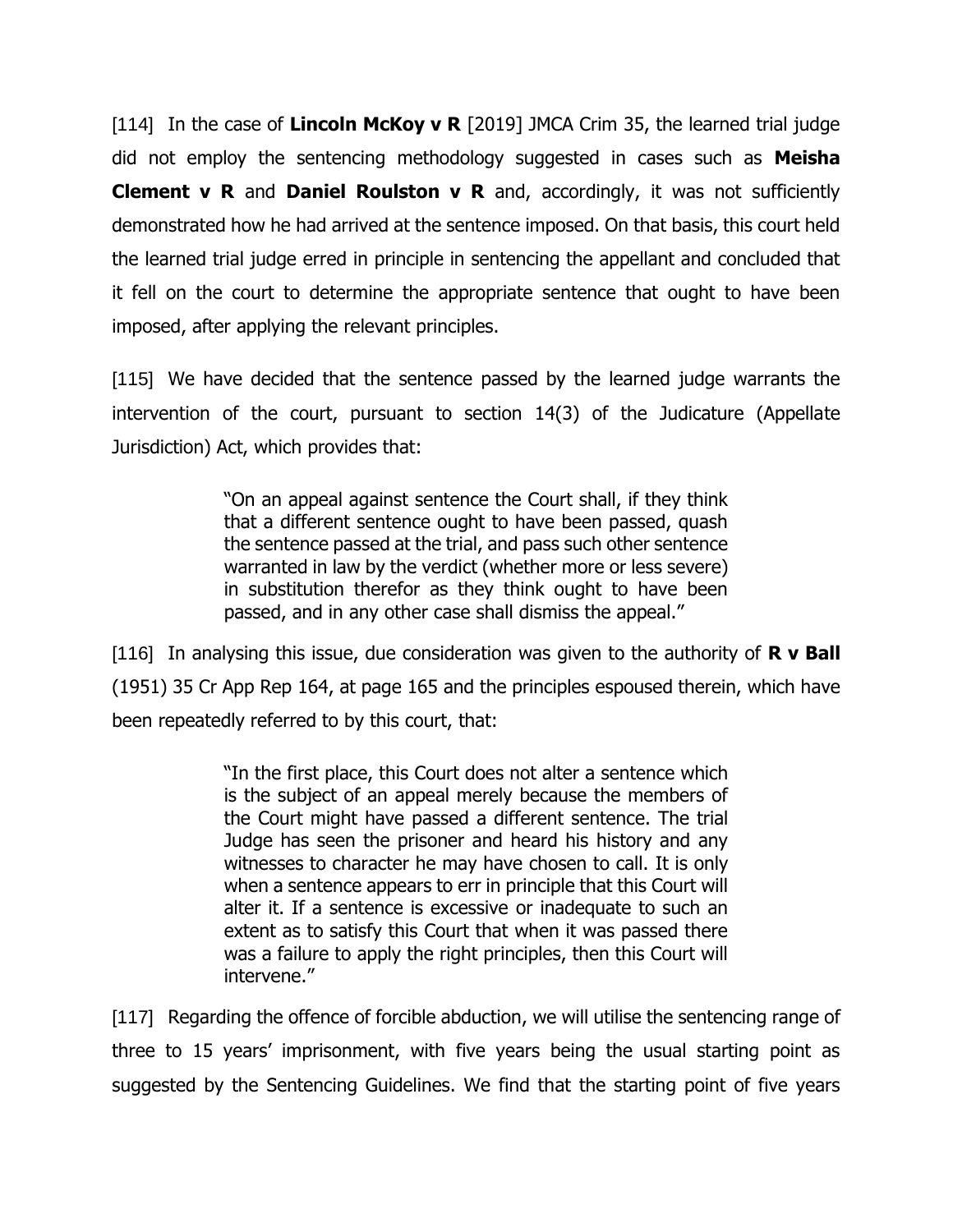[114] In the case of **Lincoln McKoy v R** [2019] JMCA Crim 35, the learned trial judge did not employ the sentencing methodology suggested in cases such as **Meisha Clement v R** and **Daniel Roulston v R** and, accordingly, it was not sufficiently demonstrated how he had arrived at the sentence imposed. On that basis, this court held the learned trial judge erred in principle in sentencing the appellant and concluded that it fell on the court to determine the appropriate sentence that ought to have been imposed, after applying the relevant principles.

[115] We have decided that the sentence passed by the learned judge warrants the intervention of the court, pursuant to section 14(3) of the Judicature (Appellate Jurisdiction) Act, which provides that:

> "On an appeal against sentence the Court shall, if they think that a different sentence ought to have been passed, quash the sentence passed at the trial, and pass such other sentence warranted in law by the verdict (whether more or less severe) in substitution therefor as they think ought to have been passed, and in any other case shall dismiss the appeal."

[116] In analysing this issue, due consideration was given to the authority of **R v Ball** (1951) 35 Cr App Rep 164, at page 165 and the principles espoused therein, which have been repeatedly referred to by this court, that:

> "In the first place, this Court does not alter a sentence which is the subject of an appeal merely because the members of the Court might have passed a different sentence. The trial Judge has seen the prisoner and heard his history and any witnesses to character he may have chosen to call. It is only when a sentence appears to err in principle that this Court will alter it. If a sentence is excessive or inadequate to such an extent as to satisfy this Court that when it was passed there was a failure to apply the right principles, then this Court will intervene."

[117] Regarding the offence of forcible abduction, we will utilise the sentencing range of three to 15 years' imprisonment, with five years being the usual starting point as suggested by the Sentencing Guidelines. We find that the starting point of five years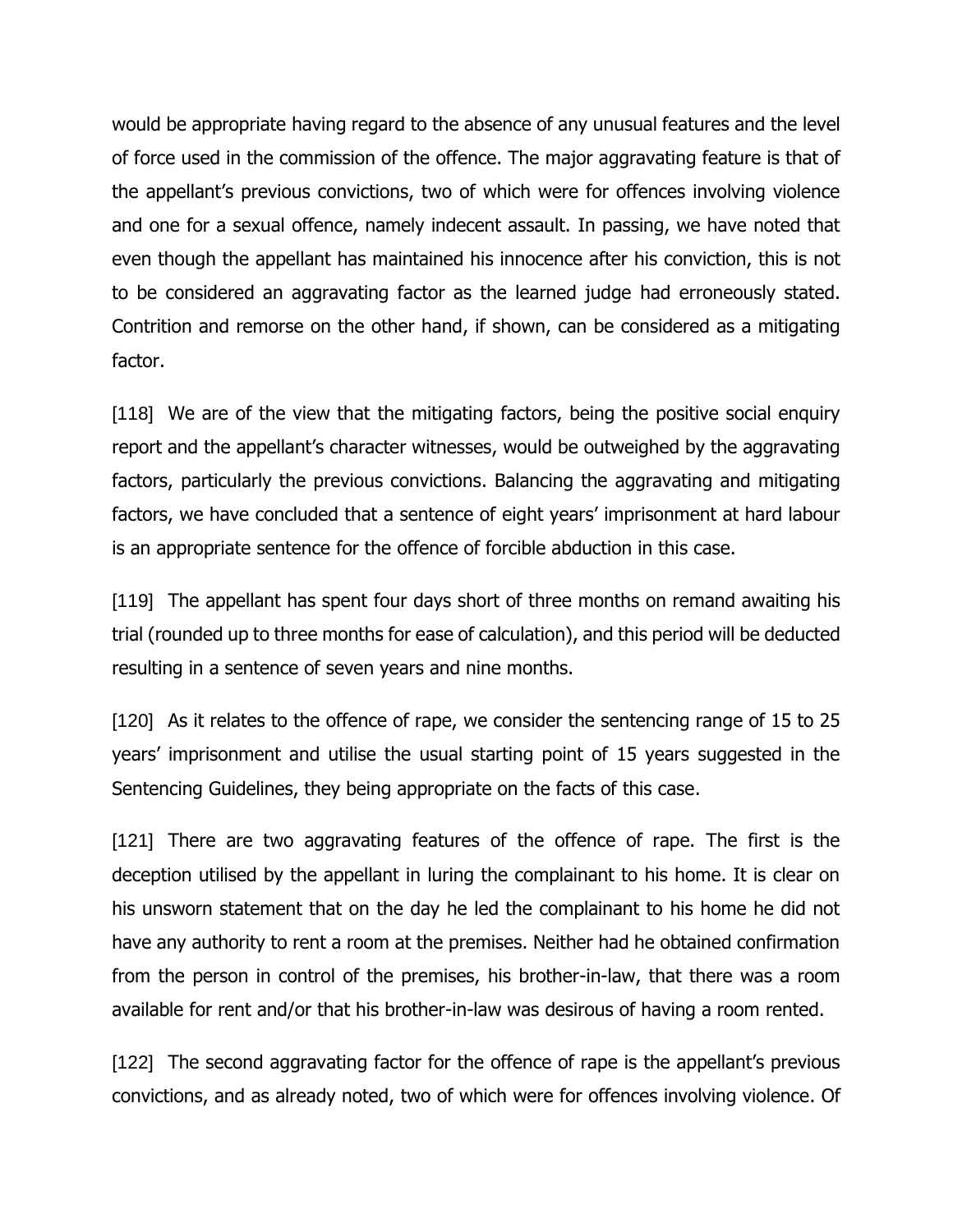would be appropriate having regard to the absence of any unusual features and the level of force used in the commission of the offence. The major aggravating feature is that of the appellant's previous convictions, two of which were for offences involving violence and one for a sexual offence, namely indecent assault. In passing, we have noted that even though the appellant has maintained his innocence after his conviction, this is not to be considered an aggravating factor as the learned judge had erroneously stated. Contrition and remorse on the other hand, if shown, can be considered as a mitigating factor.

[118] We are of the view that the mitigating factors, being the positive social enquiry report and the appellant's character witnesses, would be outweighed by the aggravating factors, particularly the previous convictions. Balancing the aggravating and mitigating factors, we have concluded that a sentence of eight years' imprisonment at hard labour is an appropriate sentence for the offence of forcible abduction in this case.

[119] The appellant has spent four days short of three months on remand awaiting his trial (rounded up to three months for ease of calculation), and this period will be deducted resulting in a sentence of seven years and nine months.

[120] As it relates to the offence of rape, we consider the sentencing range of 15 to 25 years' imprisonment and utilise the usual starting point of 15 years suggested in the Sentencing Guidelines, they being appropriate on the facts of this case.

[121] There are two aggravating features of the offence of rape. The first is the deception utilised by the appellant in luring the complainant to his home. It is clear on his unsworn statement that on the day he led the complainant to his home he did not have any authority to rent a room at the premises. Neither had he obtained confirmation from the person in control of the premises, his brother-in-law, that there was a room available for rent and/or that his brother-in-law was desirous of having a room rented.

[122] The second aggravating factor for the offence of rape is the appellant's previous convictions, and as already noted, two of which were for offences involving violence. Of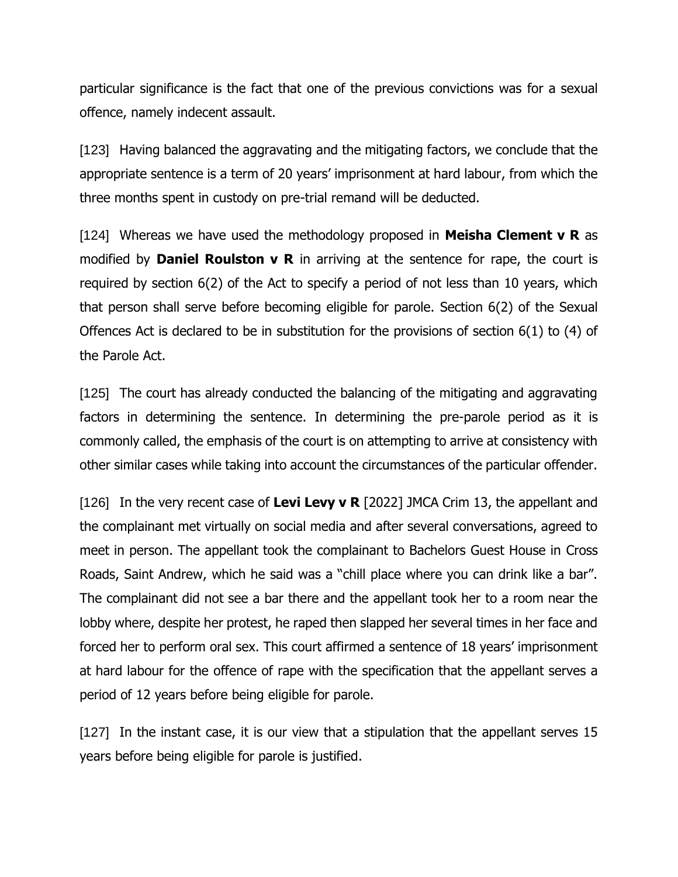particular significance is the fact that one of the previous convictions was for a sexual offence, namely indecent assault.

[123] Having balanced the aggravating and the mitigating factors, we conclude that the appropriate sentence is a term of 20 years' imprisonment at hard labour, from which the three months spent in custody on pre-trial remand will be deducted.

[124] Whereas we have used the methodology proposed in **Meisha Clement v R** as modified by **Daniel Roulston v R** in arriving at the sentence for rape, the court is required by section 6(2) of the Act to specify a period of not less than 10 years, which that person shall serve before becoming eligible for parole. Section 6(2) of the Sexual Offences Act is declared to be in substitution for the provisions of section 6(1) to (4) of the Parole Act.

[125] The court has already conducted the balancing of the mitigating and aggravating factors in determining the sentence. In determining the pre-parole period as it is commonly called, the emphasis of the court is on attempting to arrive at consistency with other similar cases while taking into account the circumstances of the particular offender.

[126] In the very recent case of **Levi Levy v R** [2022] JMCA Crim 13, the appellant and the complainant met virtually on social media and after several conversations, agreed to meet in person. The appellant took the complainant to Bachelors Guest House in Cross Roads, Saint Andrew, which he said was a "chill place where you can drink like a bar". The complainant did not see a bar there and the appellant took her to a room near the lobby where, despite her protest, he raped then slapped her several times in her face and forced her to perform oral sex. This court affirmed a sentence of 18 years' imprisonment at hard labour for the offence of rape with the specification that the appellant serves a period of 12 years before being eligible for parole.

[127] In the instant case, it is our view that a stipulation that the appellant serves 15 years before being eligible for parole is justified.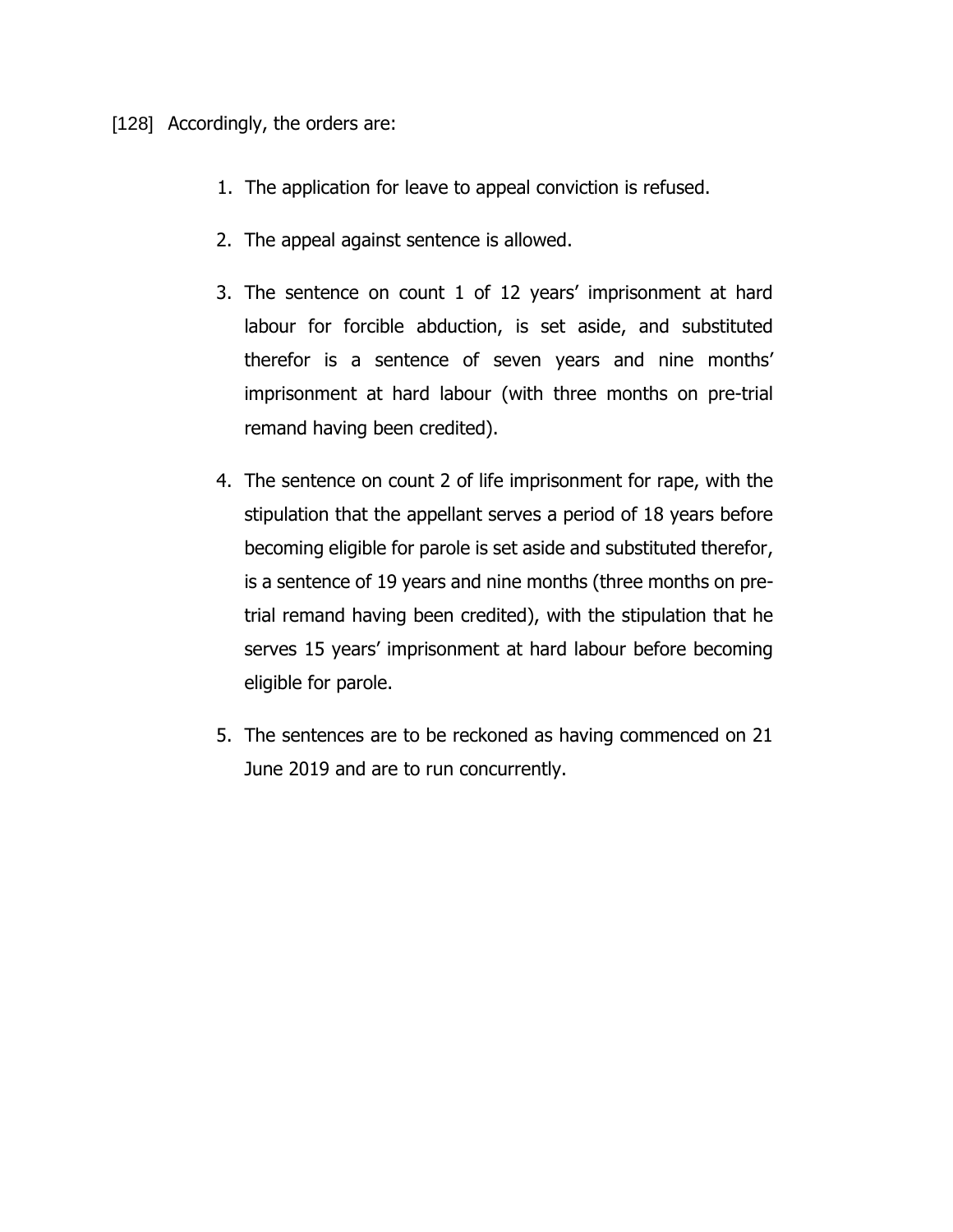[128] Accordingly, the orders are:

1. The application for leave to appeal conviction is refused.
2. The appeal against sentence is allowed.
3. The sentence on count 1 of 12 years' imprisonment at hard labour for forcible abduction, is set aside, and substituted therefor is a sentence of seven years and nine months' imprisonment at hard labour (with three months on pre-trial remand having been credited).
4. The sentence on count 2 of life imprisonment for rape, with the stipulation that the appellant serves a period of 18 years before becoming eligible for parole is set aside and substituted therefor, is a sentence of 19 years and nine months (three months on pre-trial remand having been credited), with the stipulation that he serves 15 years' imprisonment at hard labour before becoming eligible for parole.
5. The sentences are to be reckoned as having commenced on 21 June 2019 and are to run concurrently.